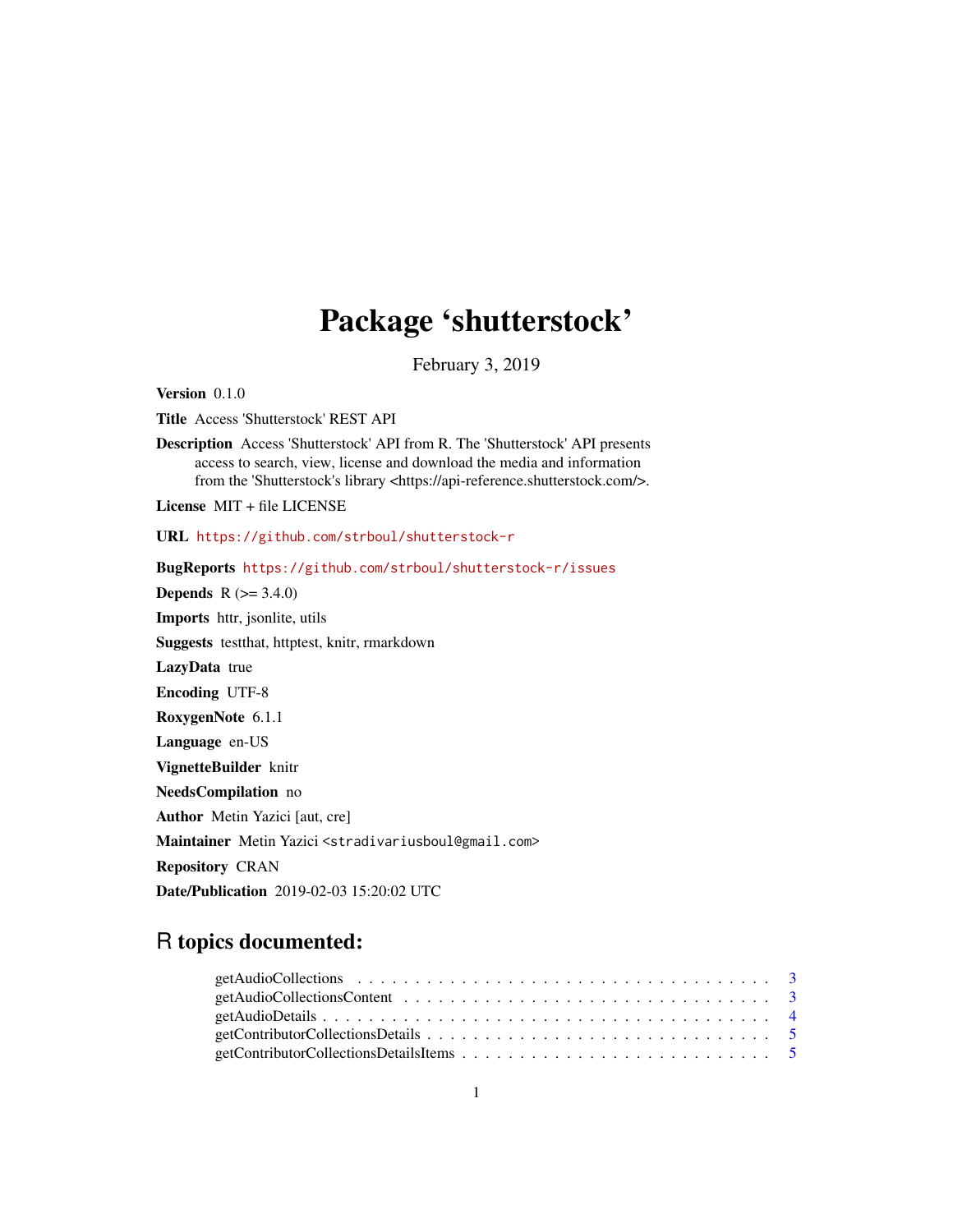# Package 'shutterstock'

February 3, 2019

**Version** 0.1.0

**Title** Access 'Shutterstock' REST API

**Description** Access 'Shutterstock' API from R. The 'Shutterstock' API presents access to search, view, license and download the media and information from the 'Shutterstock's library <https://api-reference.shutterstock.com/>.

**License** MIT + file LICENSE

**URL** https://github.com/strboul/shutterstock-r

**BugReports** https://github.com/strboul/shutterstock-r/issues

**Depends** R (>= 3.4.0)

**Imports** httr, jsonlite, utils

**Suggests** testthat, httptest, knitr, rmarkdown

**LazyData** true

**Encoding** UTF-8

**RoxygenNote** 6.1.1

**Language** en-US

**VignetteBuilder** knitr

**NeedsCompilation** no

**Author** Metin Yazici [aut, cre]

**Maintainer** Metin Yazici <stradivariusboul@gmail.com>

**Repository** CRAN

**Date/Publication** 2019-02-03 15:20:02 UTC

## R topics documented:

getAudioCollections . . . . . . . . . . . . . . . . . . . . . . . . . . . . . . . . . . . 3
getAudioCollectionsContent . . . . . . . . . . . . . . . . . . . . . . . . . . . . . . . 3
getAudioDetails . . . . . . . . . . . . . . . . . . . . . . . . . . . . . . . . . . . . . 4
getContributorCollectionsDetails . . . . . . . . . . . . . . . . . . . . . . . . . . . . 5
getContributorCollectionsDetailsItems . . . . . . . . . . . . . . . . . . . . . . . . . 5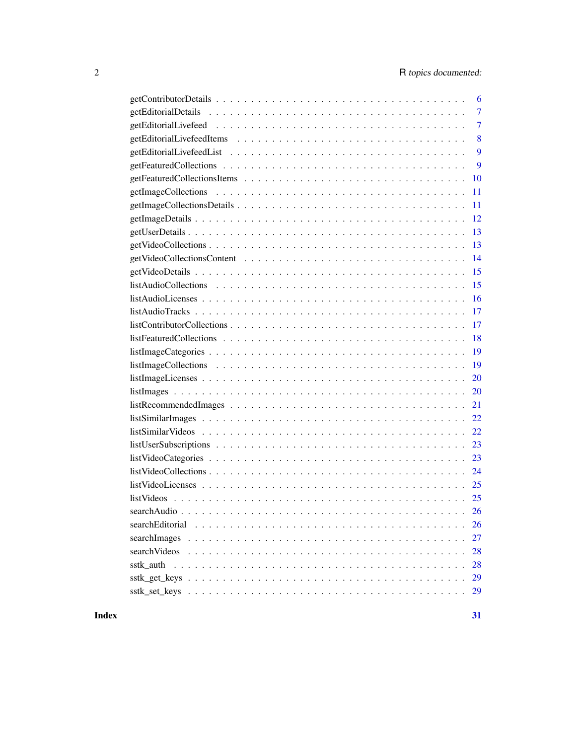getContributorDetails . . . . . . . . . . . . . . . . . . . . . . . . . . . . . . . . . . . 6
getEditorialDetails . . . . . . . . . . . . . . . . . . . . . . . . . . . . . . . . . . . . 7
getEditorialLivefeed . . . . . . . . . . . . . . . . . . . . . . . . . . . . . . . . . . . 7
getEditorialLivefeedItems . . . . . . . . . . . . . . . . . . . . . . . . . . . . . . . . 8
getEditorialLivefeedList . . . . . . . . . . . . . . . . . . . . . . . . . . . . . . . . . 9
getFeaturedCollections . . . . . . . . . . . . . . . . . . . . . . . . . . . . . . . . . . 9
getFeaturedCollectionsItems . . . . . . . . . . . . . . . . . . . . . . . . . . . . . . . 10
getImageCollections . . . . . . . . . . . . . . . . . . . . . . . . . . . . . . . . . . . 11
getImageCollectionsDetails . . . . . . . . . . . . . . . . . . . . . . . . . . . . . . . 11
getImageDetails . . . . . . . . . . . . . . . . . . . . . . . . . . . . . . . . . . . . . 12
getUserDetails . . . . . . . . . . . . . . . . . . . . . . . . . . . . . . . . . . . . . . 13
getVideoCollections . . . . . . . . . . . . . . . . . . . . . . . . . . . . . . . . . . . 13
getVideoCollectionsContent . . . . . . . . . . . . . . . . . . . . . . . . . . . . . . . 14
getVideoDetails . . . . . . . . . . . . . . . . . . . . . . . . . . . . . . . . . . . . . 15
listAudioCollections . . . . . . . . . . . . . . . . . . . . . . . . . . . . . . . . . . . 15
listAudioLicenses . . . . . . . . . . . . . . . . . . . . . . . . . . . . . . . . . . . . 16
listAudioTracks . . . . . . . . . . . . . . . . . . . . . . . . . . . . . . . . . . . . . 17
listContributorCollections . . . . . . . . . . . . . . . . . . . . . . . . . . . . . . . 17
listFeaturedCollections . . . . . . . . . . . . . . . . . . . . . . . . . . . . . . . . . 18
listImageCategories . . . . . . . . . . . . . . . . . . . . . . . . . . . . . . . . . . . 19
listImageCollections . . . . . . . . . . . . . . . . . . . . . . . . . . . . . . . . . . . 19
listImageLicenses . . . . . . . . . . . . . . . . . . . . . . . . . . . . . . . . . . . . 20
listImages . . . . . . . . . . . . . . . . . . . . . . . . . . . . . . . . . . . . . . . . 20
listRecommendedImages . . . . . . . . . . . . . . . . . . . . . . . . . . . . . . . . . 21
listSimilarImages . . . . . . . . . . . . . . . . . . . . . . . . . . . . . . . . . . . . 22
listSimilarVideos . . . . . . . . . . . . . . . . . . . . . . . . . . . . . . . . . . . . 22
listUserSubscriptions . . . . . . . . . . . . . . . . . . . . . . . . . . . . . . . . . . 23
listVideoCategories . . . . . . . . . . . . . . . . . . . . . . . . . . . . . . . . . . . 23
listVideoCollections . . . . . . . . . . . . . . . . . . . . . . . . . . . . . . . . . . . 24
listVideoLicenses . . . . . . . . . . . . . . . . . . . . . . . . . . . . . . . . . . . . 25
listVideos . . . . . . . . . . . . . . . . . . . . . . . . . . . . . . . . . . . . . . . . 25
searchAudio . . . . . . . . . . . . . . . . . . . . . . . . . . . . . . . . . . . . . . . 26
searchEditorial . . . . . . . . . . . . . . . . . . . . . . . . . . . . . . . . . . . . . 26
searchImages . . . . . . . . . . . . . . . . . . . . . . . . . . . . . . . . . . . . . . 27
searchVideos . . . . . . . . . . . . . . . . . . . . . . . . . . . . . . . . . . . . . . 28
sstk_auth . . . . . . . . . . . . . . . . . . . . . . . . . . . . . . . . . . . . . . . . 28
sstk_get_keys . . . . . . . . . . . . . . . . . . . . . . . . . . . . . . . . . . . . . . 29
sstk_set_keys . . . . . . . . . . . . . . . . . . . . . . . . . . . . . . . . . . . . . . 29

**Index** **31**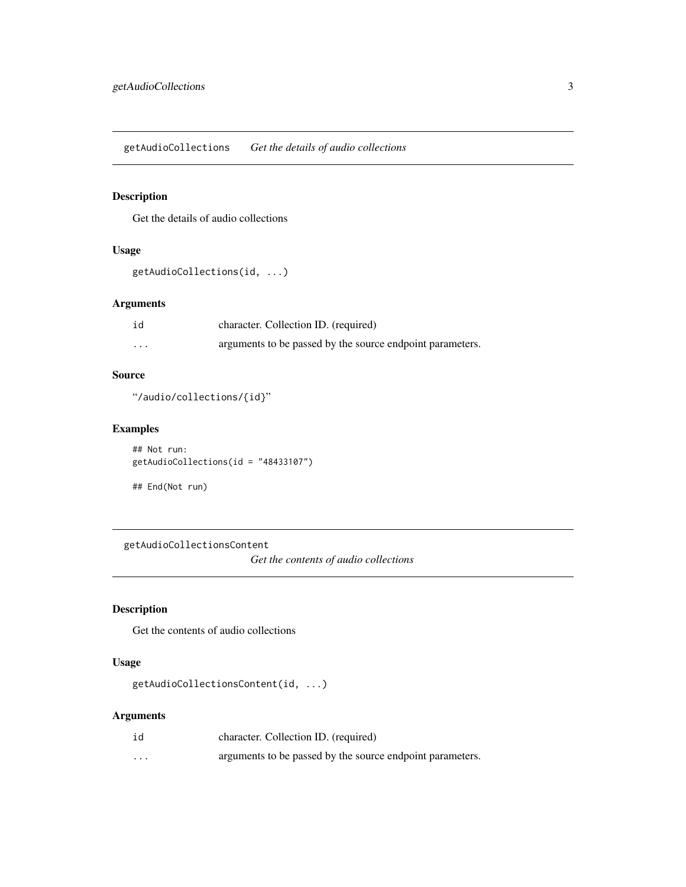## getAudioCollections *Get the details of audio collections*

### Description

Get the details of audio collections

### Usage

```
getAudioCollections(id, ...)
```

### Arguments

| | |
|---|---|
| id | character. Collection ID. (required) |
| ... | arguments to be passed by the source endpoint parameters. |

### Source

"/audio/collections/{id}"

### Examples

```
## Not run:
getAudioCollections(id = "48433107")

## End(Not run)
```

## getAudioCollectionsContent *Get the contents of audio collections*

### Description

Get the contents of audio collections

### Usage

```
getAudioCollectionsContent(id, ...)
```

### Arguments

| | |
|---|---|
| id | character. Collection ID. (required) |
| ... | arguments to be passed by the source endpoint parameters. |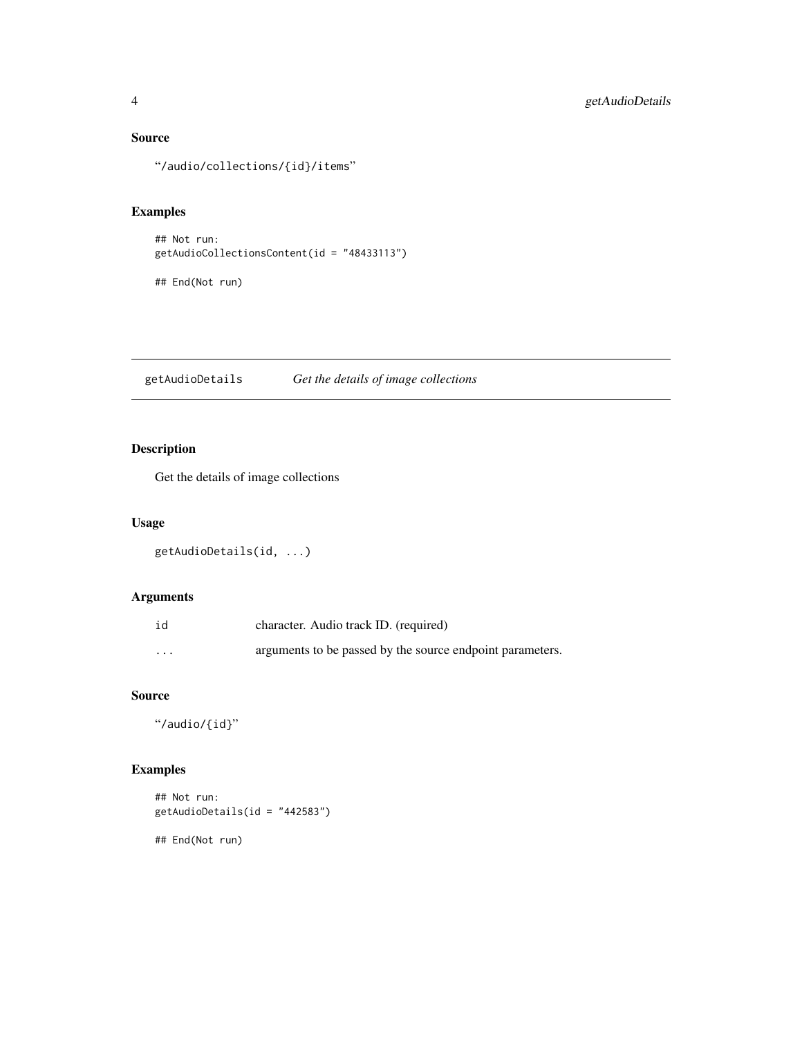## Source

"/audio/collections/{id}/items"

## Examples

```
## Not run:
getAudioCollectionsContent(id = "48433113")

## End(Not run)
```

---

# getAudioDetails *Get the details of image collections*

## Description

Get the details of image collections

## Usage

```
getAudioDetails(id, ...)
```

## Arguments

| | |
|---|---|
| id | character. Audio track ID. (required) |
| ... | arguments to be passed by the source endpoint parameters. |

## Source

"/audio/{id}"

## Examples

```
## Not run:
getAudioDetails(id = "442583")

## End(Not run)
```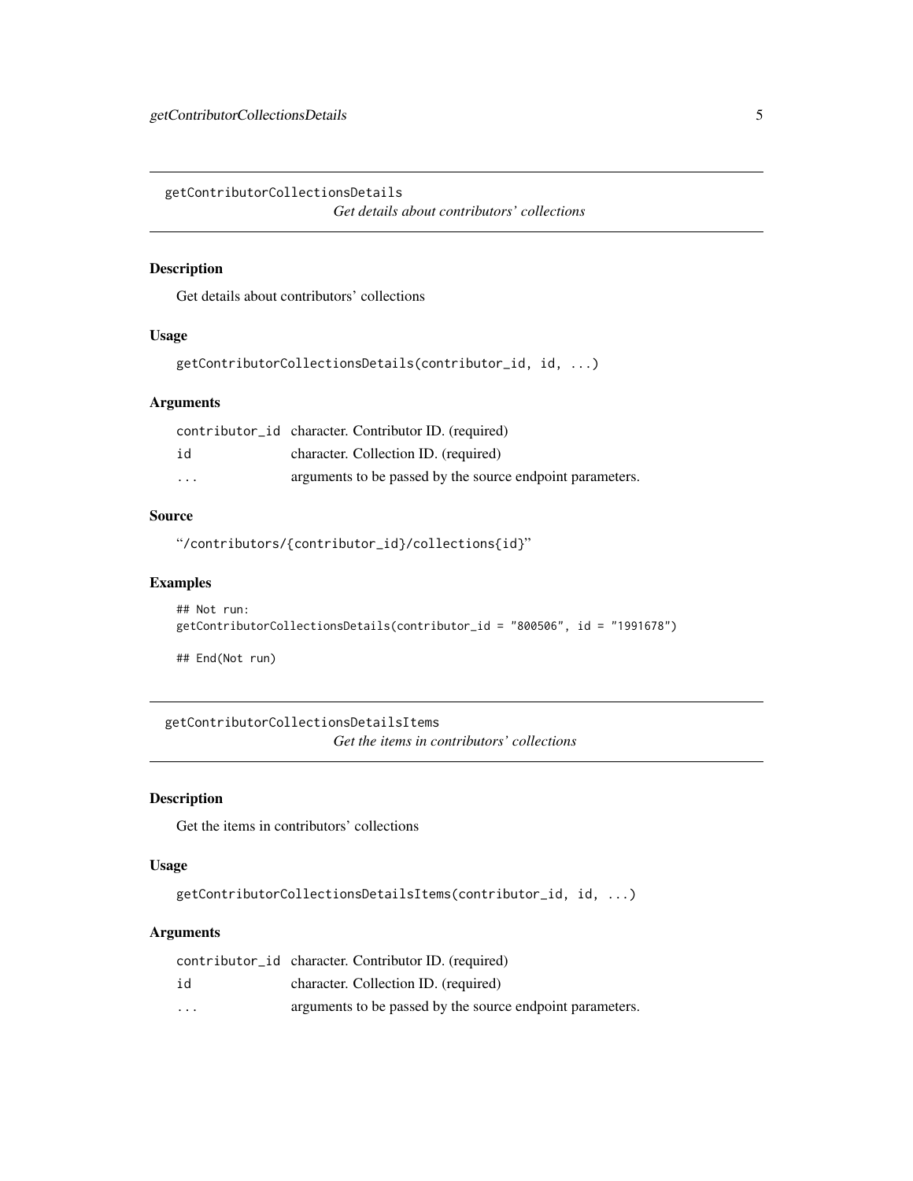## getContributorCollectionsDetails

*Get details about contributors' collections*

### Description

Get details about contributors' collections

### Usage

```
getContributorCollectionsDetails(contributor_id, id, ...)
```

### Arguments

| | |
|---|---|
| contributor_id | character. Contributor ID. (required) |
| id | character. Collection ID. (required) |
| ... | arguments to be passed by the source endpoint parameters. |

### Source

"/contributors/{contributor_id}/collections{id}"

### Examples

```
## Not run:
getContributorCollectionsDetails(contributor_id = "800506", id = "1991678")

## End(Not run)
```

## getContributorCollectionsDetailsItems

*Get the items in contributors' collections*

### Description

Get the items in contributors' collections

### Usage

```
getContributorCollectionsDetailsItems(contributor_id, id, ...)
```

### Arguments

| | |
|---|---|
| contributor_id | character. Contributor ID. (required) |
| id | character. Collection ID. (required) |
| ... | arguments to be passed by the source endpoint parameters. |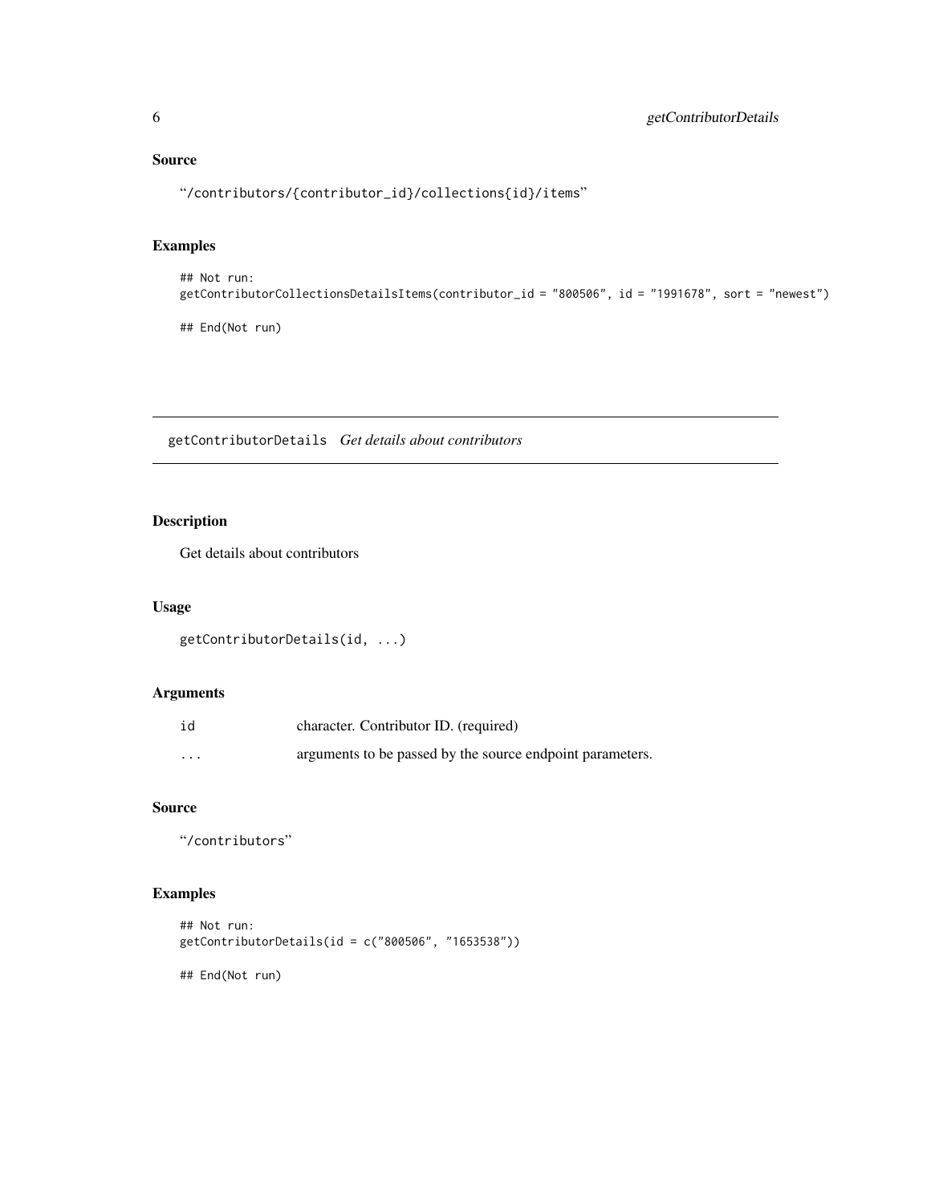### Source

"/contributors/{contributor_id}/collections{id}/items"

### Examples

```
## Not run:
getContributorCollectionsDetailsItems(contributor_id = "800506", id = "1991678", sort = "newest")

## End(Not run)
```

---

## getContributorDetails *Get details about contributors*

### Description

Get details about contributors

### Usage

```
getContributorDetails(id, ...)
```

### Arguments

| | |
|---|---|
| id | character. Contributor ID. (required) |
| ... | arguments to be passed by the source endpoint parameters. |

### Source

"/contributors"

### Examples

```
## Not run:
getContributorDetails(id = c("800506", "1653538"))

## End(Not run)
```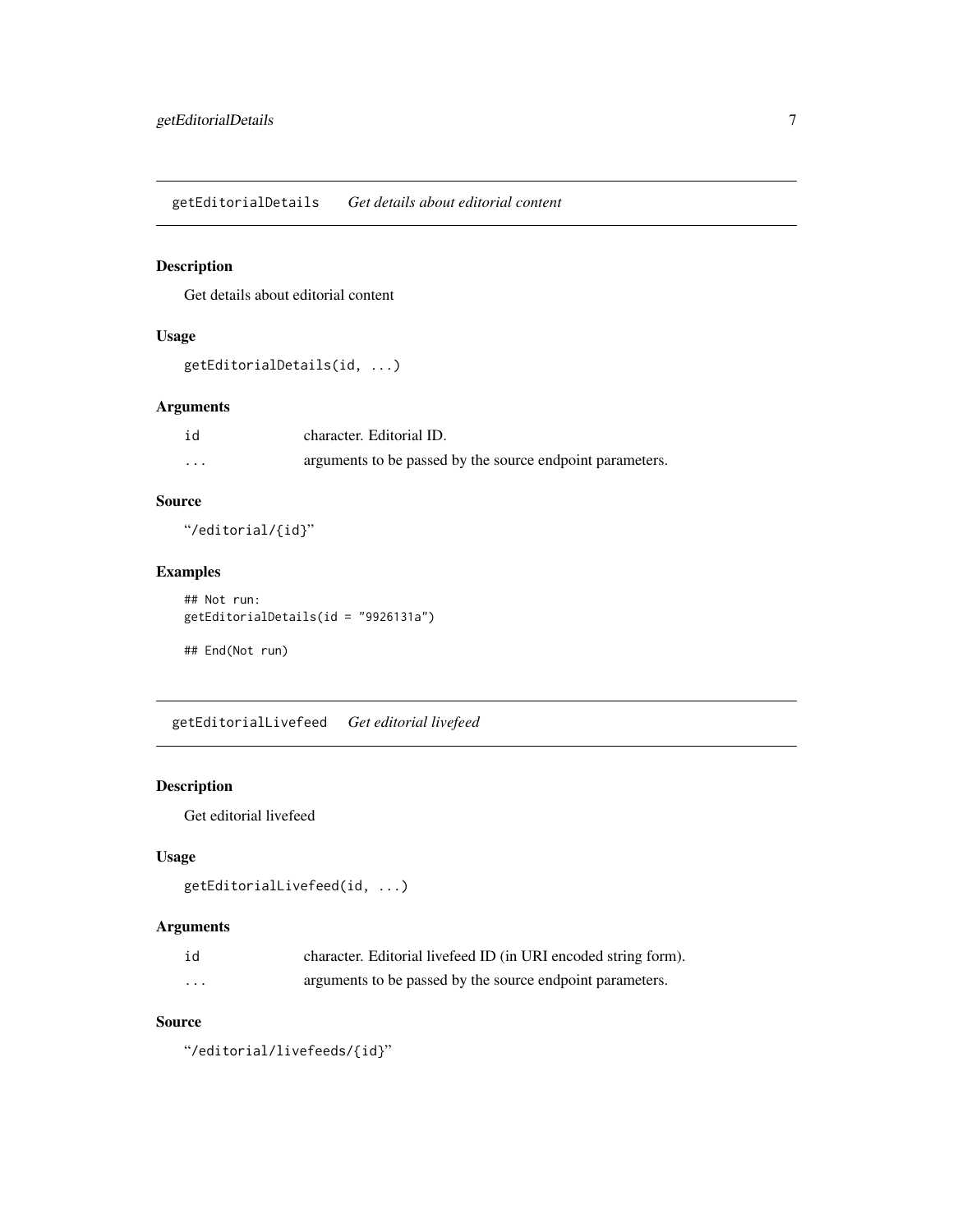## getEditorialDetails *Get details about editorial content*

### Description

Get details about editorial content

### Usage

```
getEditorialDetails(id, ...)
```

### Arguments

| | |
|---|---|
| `id` | character. Editorial ID. |
| `...` | arguments to be passed by the source endpoint parameters. |

### Source

"/editorial/{id}"

### Examples

```
## Not run:
getEditorialDetails(id = "9926131a")

## End(Not run)
```

## getEditorialLivefeed *Get editorial livefeed*

### Description

Get editorial livefeed

### Usage

```
getEditorialLivefeed(id, ...)
```

### Arguments

| | |
|---|---|
| `id` | character. Editorial livefeed ID (in URI encoded string form). |
| `...` | arguments to be passed by the source endpoint parameters. |

### Source

"/editorial/livefeeds/{id}"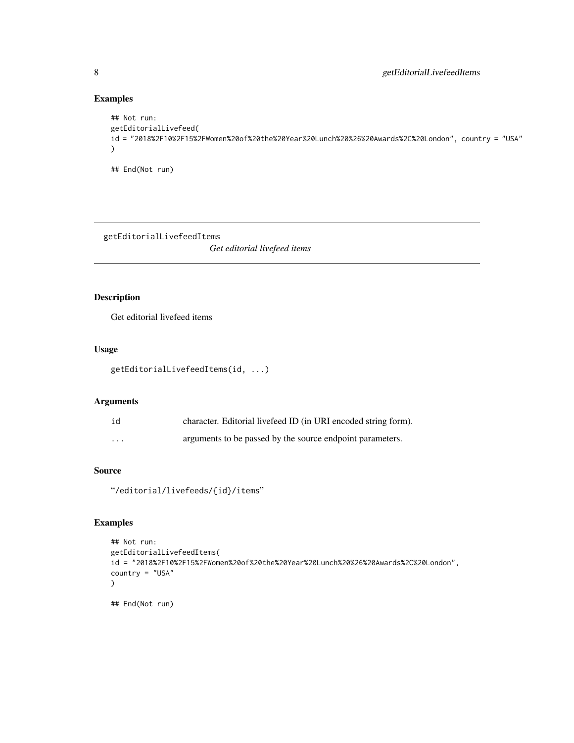## Examples

```
## Not run:
getEditorialLivefeed(
id = "2018%2F10%2F15%2FWomen%20of%20the%20Year%20Lunch%20%26%20Awards%2C%20London", country = "USA"
)

## End(Not run)
```

---

# getEditorialLivefeedItems

*Get editorial livefeed items*

---

## Description

Get editorial livefeed items

## Usage

```
getEditorialLivefeedItems(id, ...)
```

## Arguments

| | |
|---|---|
| `id` | character. Editorial livefeed ID (in URI encoded string form). |
| `...` | arguments to be passed by the source endpoint parameters. |

## Source

"/editorial/livefeeds/{id}/items"

## Examples

```
## Not run:
getEditorialLivefeedItems(
id = "2018%2F10%2F15%2FWomen%20of%20the%20Year%20Lunch%20%26%20Awards%2C%20London",
country = "USA"
)

## End(Not run)
```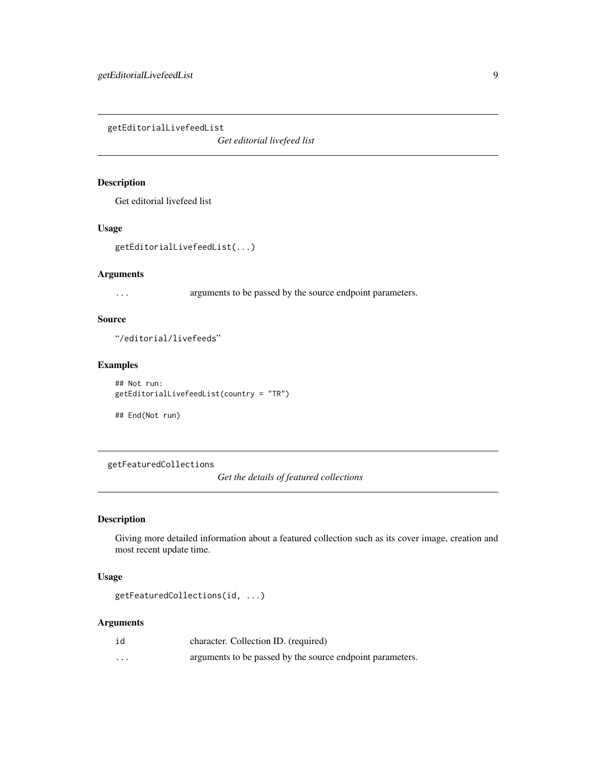## getEditorialLivefeedList

*Get editorial livefeed list*

### Description

Get editorial livefeed list

### Usage

```
getEditorialLivefeedList(...)
```

### Arguments

| | |
|---|---|
| ... | arguments to be passed by the source endpoint parameters. |

### Source

"/editorial/livefeeds"

### Examples

```
## Not run:
getEditorialLivefeedList(country = "TR")

## End(Not run)
```

## getFeaturedCollections

*Get the details of featured collections*

### Description

Giving more detailed information about a featured collection such as its cover image, creation and most recent update time.

### Usage

```
getFeaturedCollections(id, ...)
```

### Arguments

| | |
|---|---|
| id | character. Collection ID. (required) |
| ... | arguments to be passed by the source endpoint parameters. |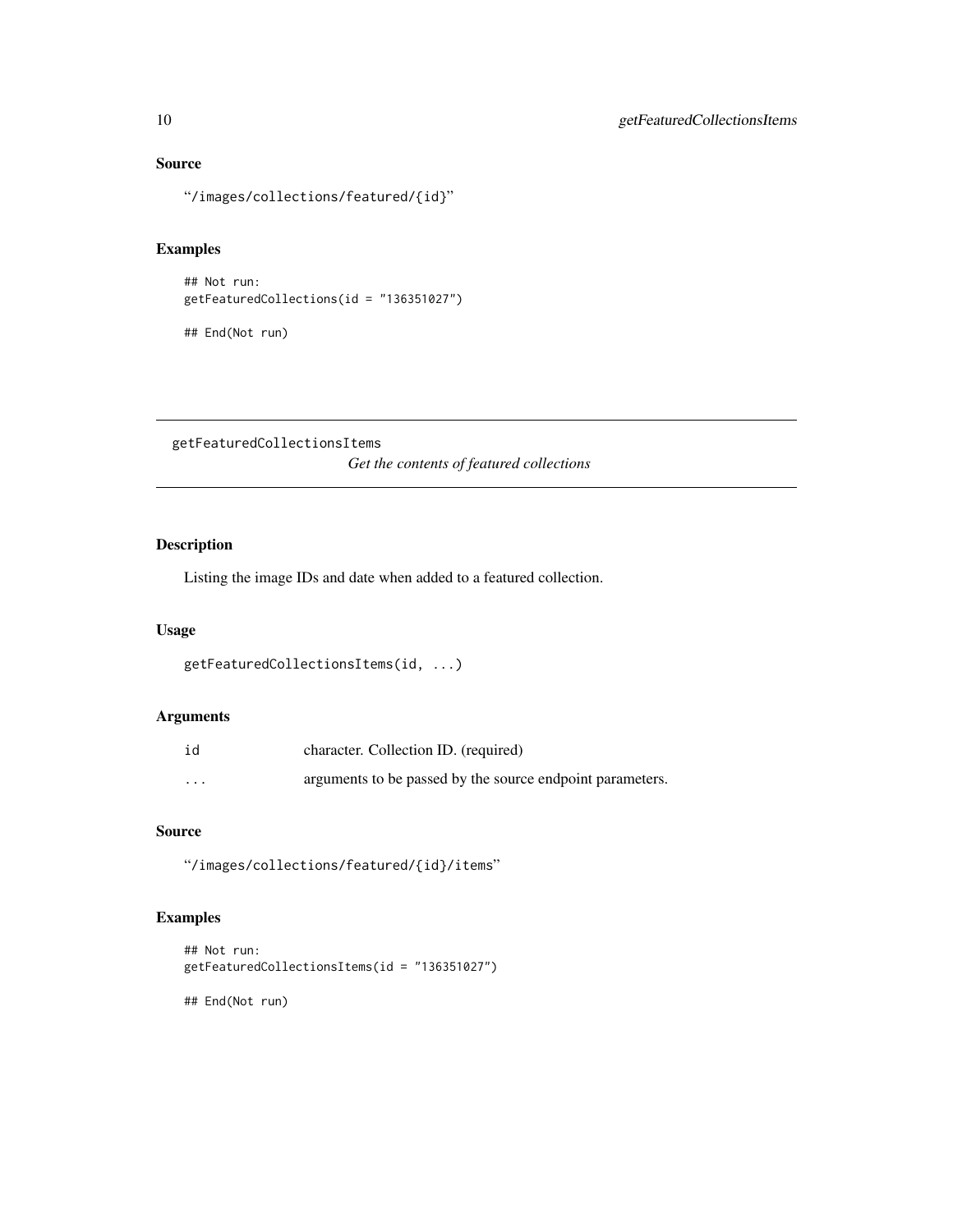### Source

"/images/collections/featured/{id}"

### Examples

```
## Not run:
getFeaturedCollections(id = "136351027")

## End(Not run)
```

---

## getFeaturedCollectionsItems    *Get the contents of featured collections*

### Description

Listing the image IDs and date when added to a featured collection.

### Usage

```
getFeaturedCollectionsItems(id, ...)
```

### Arguments

| | |
|---|---|
| id | character. Collection ID. (required) |
| ... | arguments to be passed by the source endpoint parameters. |

### Source

"/images/collections/featured/{id}/items"

### Examples

```
## Not run:
getFeaturedCollectionsItems(id = "136351027")

## End(Not run)
```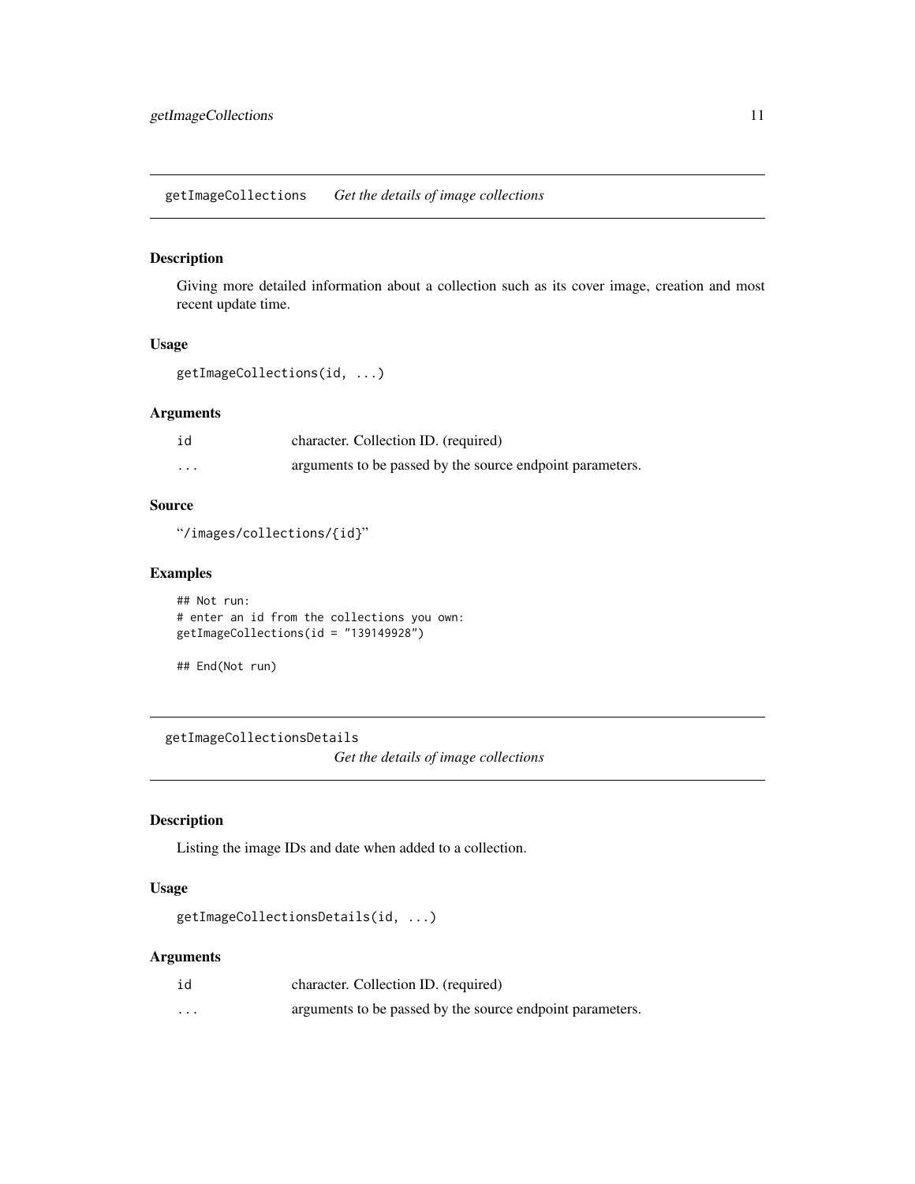## getImageCollections *Get the details of image collections*

### Description

Giving more detailed information about a collection such as its cover image, creation and most recent update time.

### Usage

```
getImageCollections(id, ...)
```

### Arguments

| | |
|---|---|
| id | character. Collection ID. (required) |
| ... | arguments to be passed by the source endpoint parameters. |

### Source

"/images/collections/{id}"

### Examples

```
## Not run:
# enter an id from the collections you own:
getImageCollections(id = "139149928")

## End(Not run)
```

## getImageCollectionsDetails *Get the details of image collections*

### Description

Listing the image IDs and date when added to a collection.

### Usage

```
getImageCollectionsDetails(id, ...)
```

### Arguments

| | |
|---|---|
| id | character. Collection ID. (required) |
| ... | arguments to be passed by the source endpoint parameters. |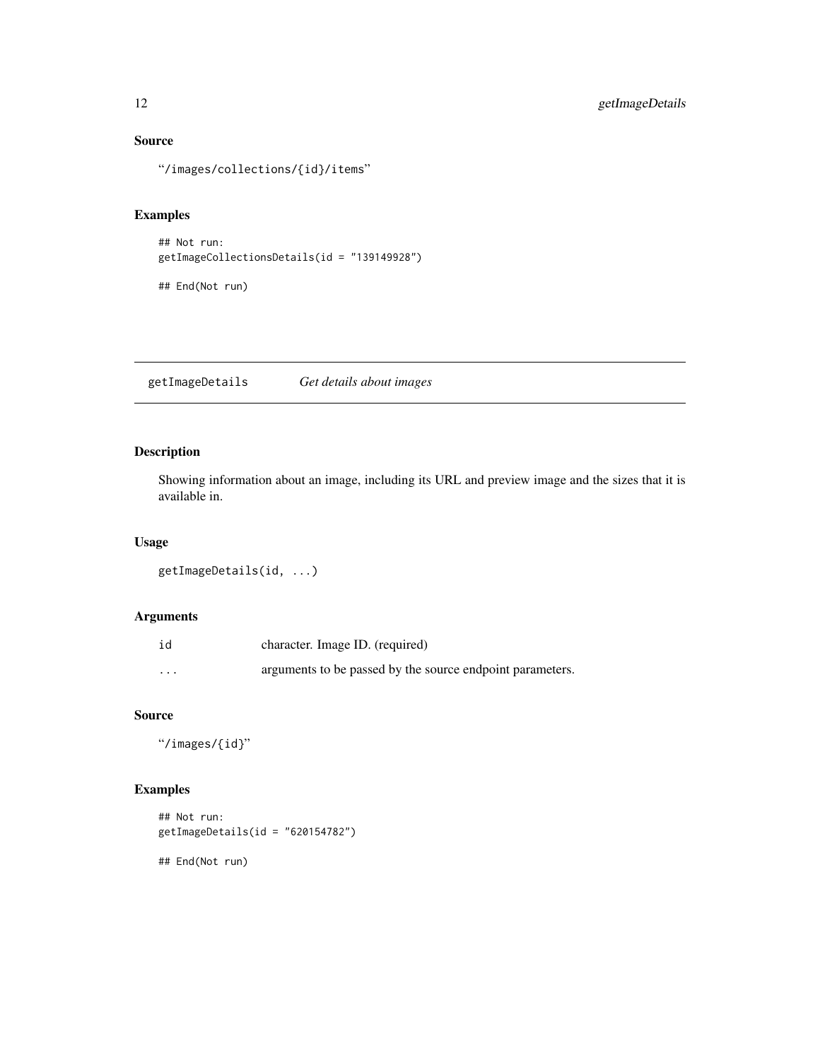### Source

"/images/collections/{id}/items"

### Examples

```
## Not run:
getImageCollectionsDetails(id = "139149928")

## End(Not run)
```

---

## getImageDetails *Get details about images*

### Description

Showing information about an image, including its URL and preview image and the sizes that it is available in.

### Usage

```
getImageDetails(id, ...)
```

### Arguments

| | |
|---|---|
| id | character. Image ID. (required) |
| ... | arguments to be passed by the source endpoint parameters. |

### Source

"/images/{id}"

### Examples

```
## Not run:
getImageDetails(id = "620154782")

## End(Not run)
```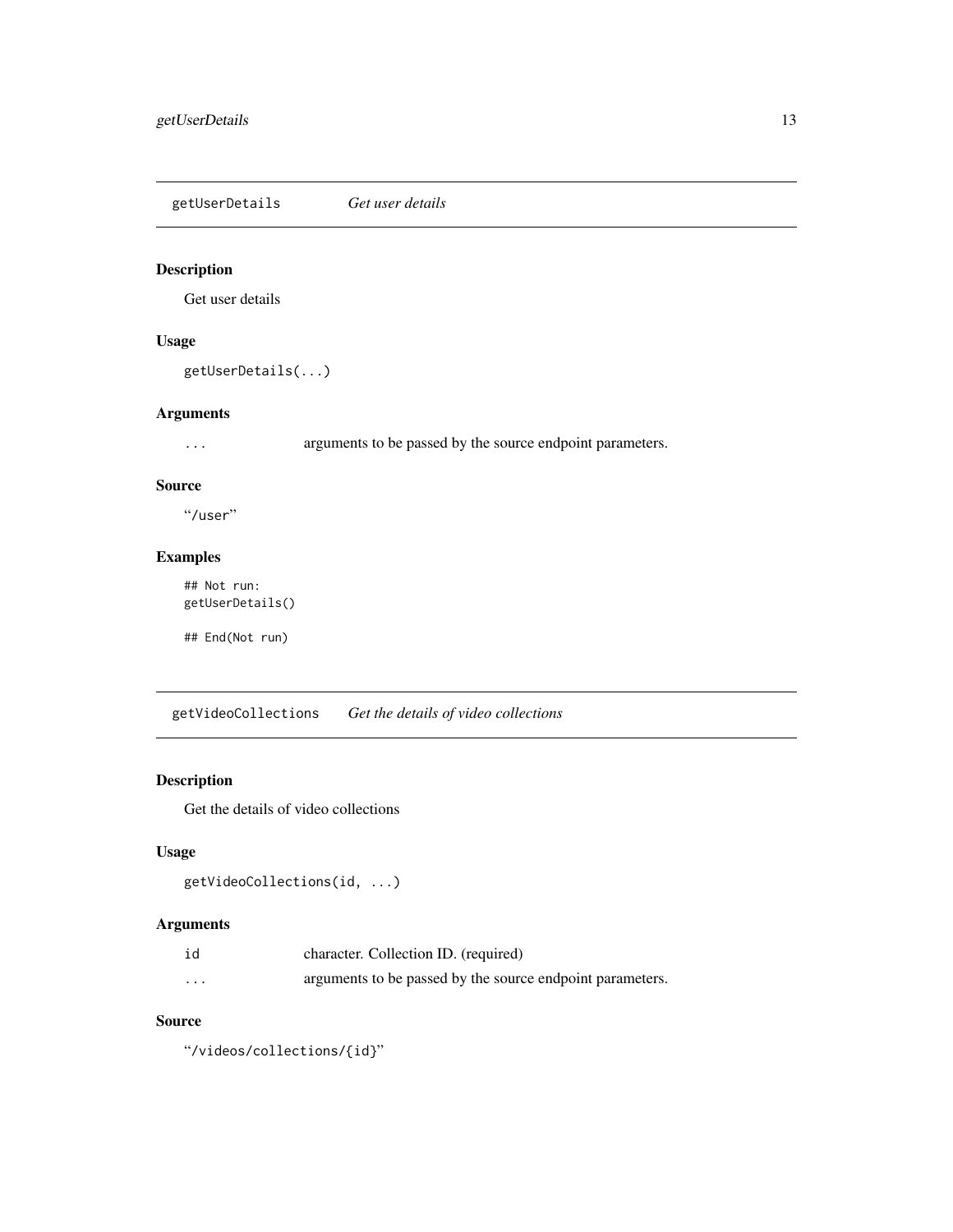## getUserDetails *Get user details*

### Description

Get user details

### Usage

```
getUserDetails(...)
```

### Arguments

| | |
|---|---|
| `...` | arguments to be passed by the source endpoint parameters. |

### Source

"/user"

### Examples

```
## Not run:
getUserDetails()

## End(Not run)
```

## getVideoCollections *Get the details of video collections*

### Description

Get the details of video collections

### Usage

```
getVideoCollections(id, ...)
```

### Arguments

| | |
|---|---|
| `id` | character. Collection ID. (required) |
| `...` | arguments to be passed by the source endpoint parameters. |

### Source

"/videos/collections/{id}"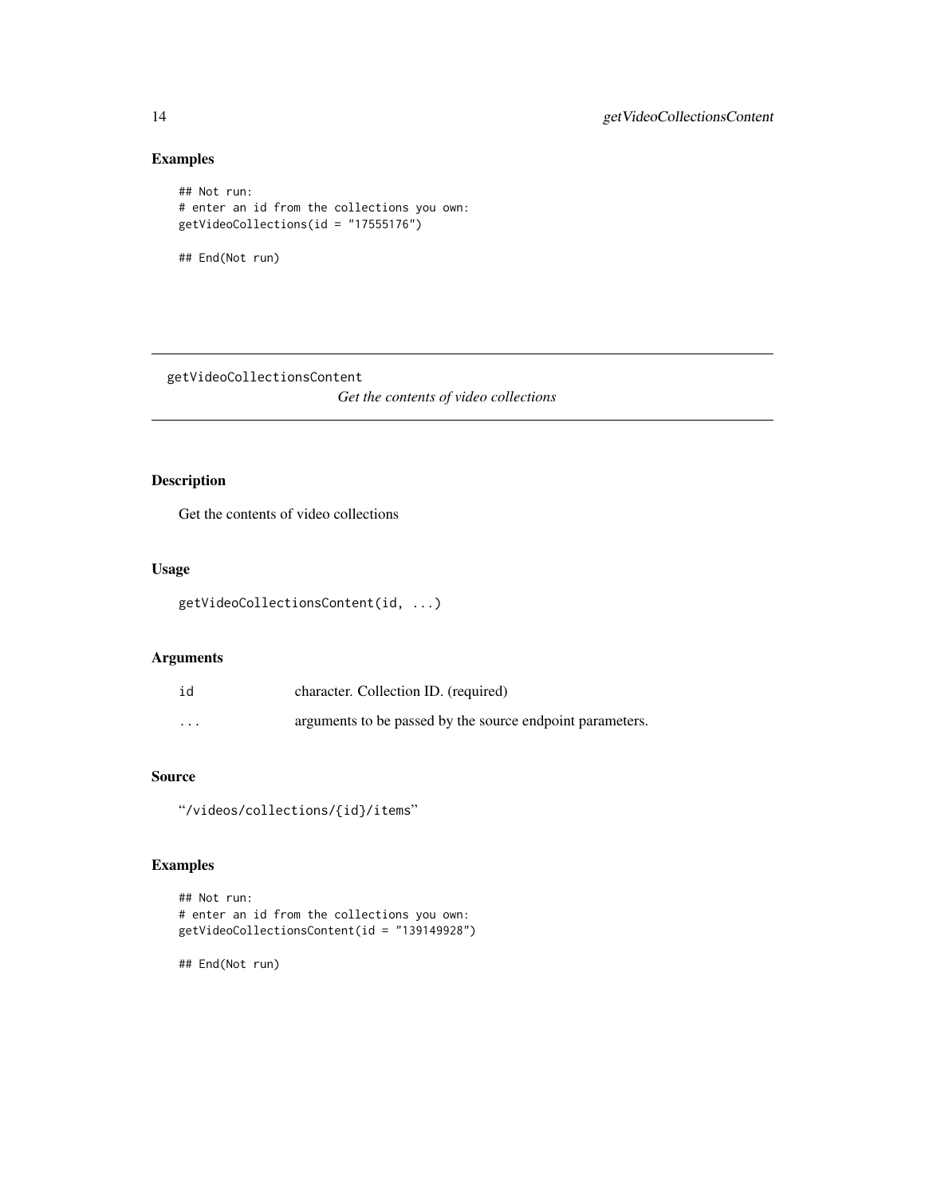## Examples

```
## Not run:
# enter an id from the collections you own:
getVideoCollections(id = "17555176")

## End(Not run)
```

---

# getVideoCollectionsContent

*Get the contents of video collections*

## Description

Get the contents of video collections

## Usage

```
getVideoCollectionsContent(id, ...)
```

## Arguments

| | |
|---|---|
| id | character. Collection ID. (required) |
| ... | arguments to be passed by the source endpoint parameters. |

## Source

"/videos/collections/{id}/items"

## Examples

```
## Not run:
# enter an id from the collections you own:
getVideoCollectionsContent(id = "139149928")

## End(Not run)
```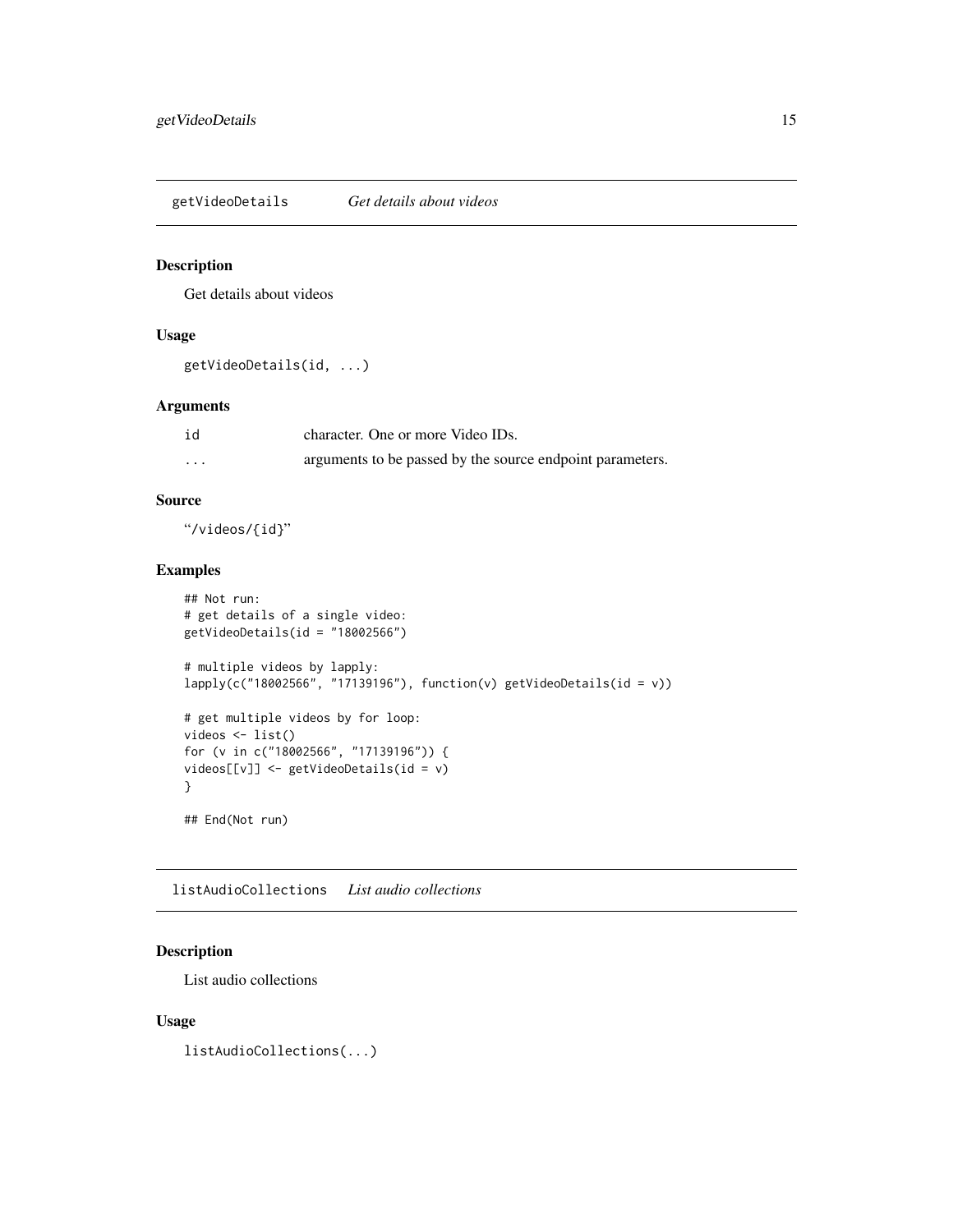## getVideoDetails — *Get details about videos*

### Description

Get details about videos

### Usage

```
getVideoDetails(id, ...)
```

### Arguments

| | |
|---|---|
| id | character. One or more Video IDs. |
| ... | arguments to be passed by the source endpoint parameters. |

### Source

"/videos/{id}"

### Examples

```
## Not run:
# get details of a single video:
getVideoDetails(id = "18002566")

# multiple videos by lapply:
lapply(c("18002566", "17139196"), function(v) getVideoDetails(id = v))

# get multiple videos by for loop:
videos <- list()
for (v in c("18002566", "17139196")) {
videos[[v]] <- getVideoDetails(id = v)
}

## End(Not run)
```

## listAudioCollections — *List audio collections*

### Description

List audio collections

### Usage

```
listAudioCollections(...)
```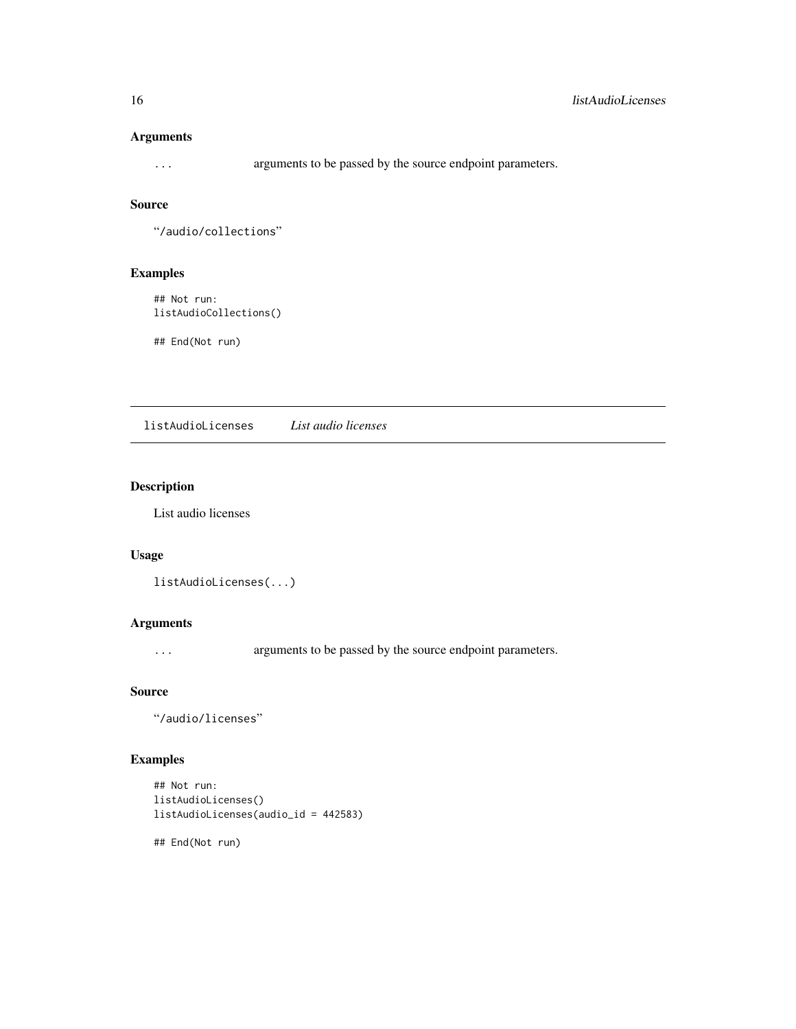### Arguments

`...` arguments to be passed by the source endpoint parameters.

### Source

"/audio/collections"

### Examples

```
## Not run:
listAudioCollections()

## End(Not run)
```

---

## listAudioLicenses *List audio licenses*

### Description

List audio licenses

### Usage

```
listAudioLicenses(...)
```

### Arguments

`...` arguments to be passed by the source endpoint parameters.

### Source

"/audio/licenses"

### Examples

```
## Not run:
listAudioLicenses()
listAudioLicenses(audio_id = 442583)

## End(Not run)
```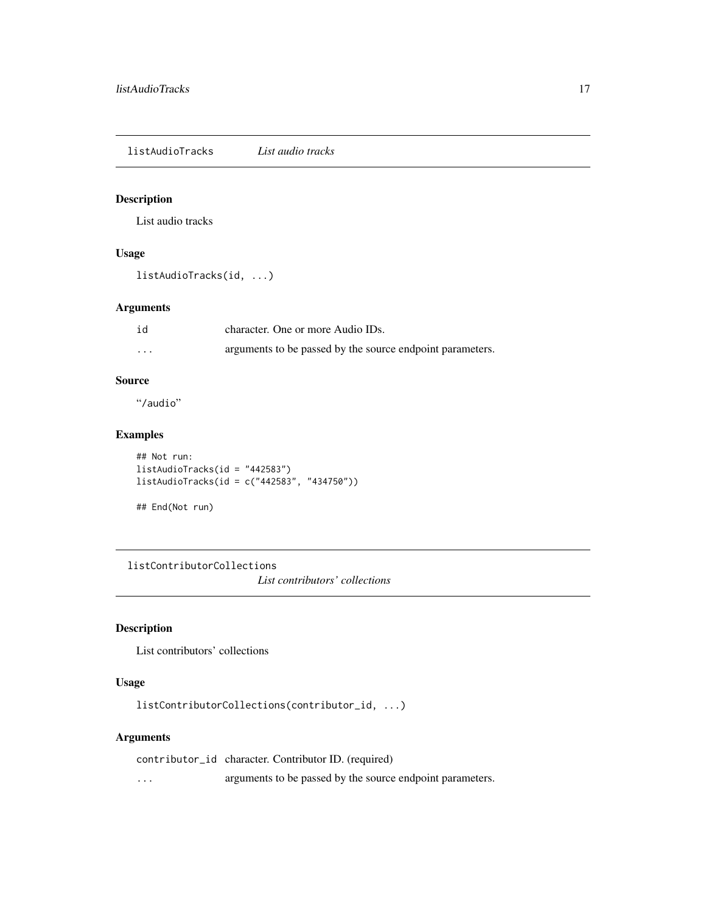## listAudioTracks *List audio tracks*

### Description

List audio tracks

### Usage

```
listAudioTracks(id, ...)
```

### Arguments

| | |
|---|---|
| id | character. One or more Audio IDs. |
| ... | arguments to be passed by the source endpoint parameters. |

### Source

"/audio"

### Examples

```
## Not run:
listAudioTracks(id = "442583")
listAudioTracks(id = c("442583", "434750"))

## End(Not run)
```

## listContributorCollections *List contributors' collections*

### Description

List contributors' collections

### Usage

```
listContributorCollections(contributor_id, ...)
```

### Arguments

| | |
|---|---|
| contributor_id | character. Contributor ID. (required) |
| ... | arguments to be passed by the source endpoint parameters. |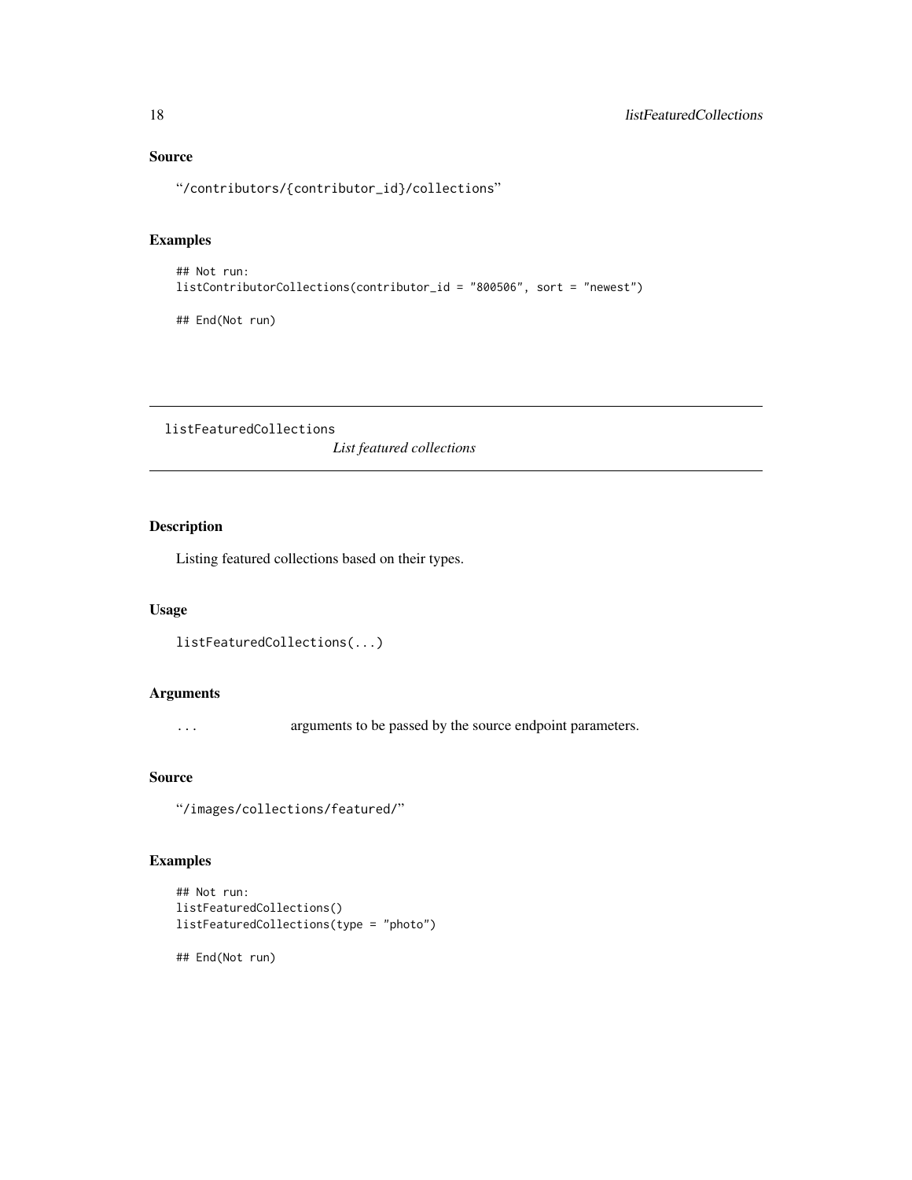## Source

"/contributors/{contributor_id}/collections"

## Examples

```
## Not run:
listContributorCollections(contributor_id = "800506", sort = "newest")

## End(Not run)
```

---

# listFeaturedCollections

*List featured collections*

---

## Description

Listing featured collections based on their types.

## Usage

```
listFeaturedCollections(...)
```

## Arguments

| | |
|---|---|
| ... | arguments to be passed by the source endpoint parameters. |

## Source

"/images/collections/featured/"

## Examples

```
## Not run:
listFeaturedCollections()
listFeaturedCollections(type = "photo")

## End(Not run)
```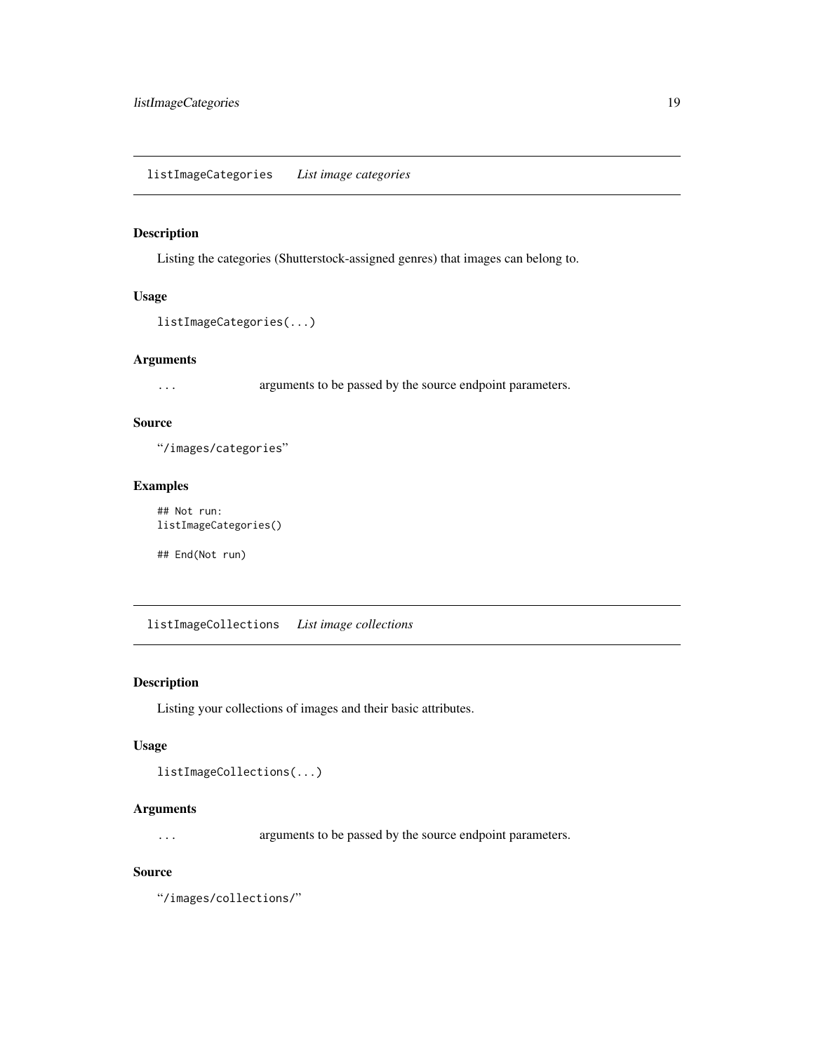## listImageCategories *List image categories*

### Description

Listing the categories (Shutterstock-assigned genres) that images can belong to.

### Usage

```
listImageCategories(...)
```

### Arguments

`...` arguments to be passed by the source endpoint parameters.

### Source

"/images/categories"

### Examples

```
## Not run:
listImageCategories()

## End(Not run)
```

## listImageCollections *List image collections*

### Description

Listing your collections of images and their basic attributes.

### Usage

```
listImageCollections(...)
```

### Arguments

`...` arguments to be passed by the source endpoint parameters.

### Source

"/images/collections/"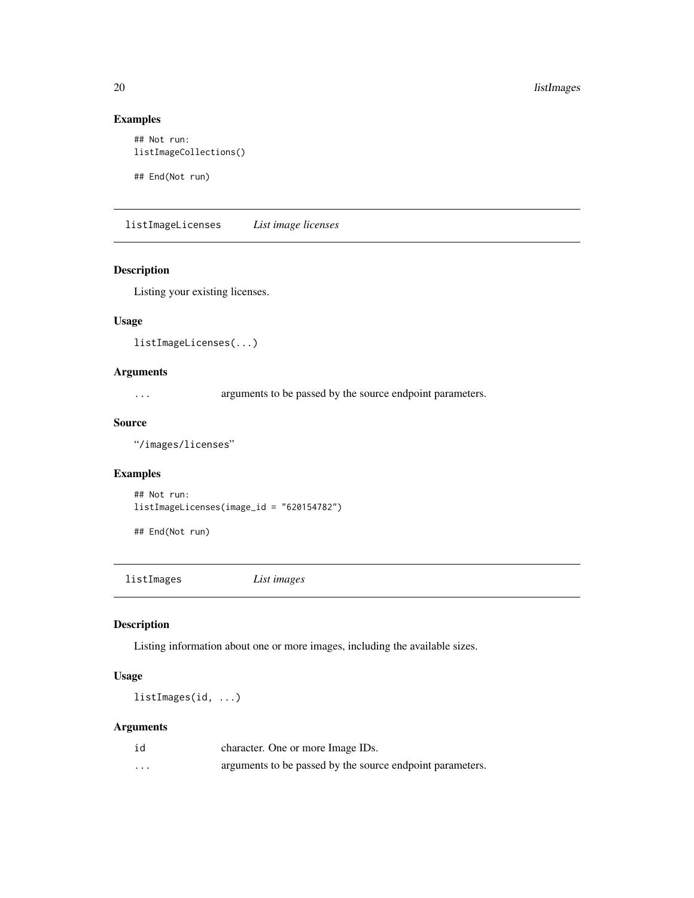### Examples

```
## Not run:
listImageCollections()

## End(Not run)
```

## listImageLicenses *List image licenses*

### Description

Listing your existing licenses.

### Usage

```
listImageLicenses(...)
```

### Arguments

| | |
|---|---|
| ... | arguments to be passed by the source endpoint parameters. |

### Source

"/images/licenses"

### Examples

```
## Not run:
listImageLicenses(image_id = "620154782")

## End(Not run)
```

## listImages *List images*

### Description

Listing information about one or more images, including the available sizes.

### Usage

```
listImages(id, ...)
```

### Arguments

| | |
|---|---|
| id | character. One or more Image IDs. |
| ... | arguments to be passed by the source endpoint parameters. |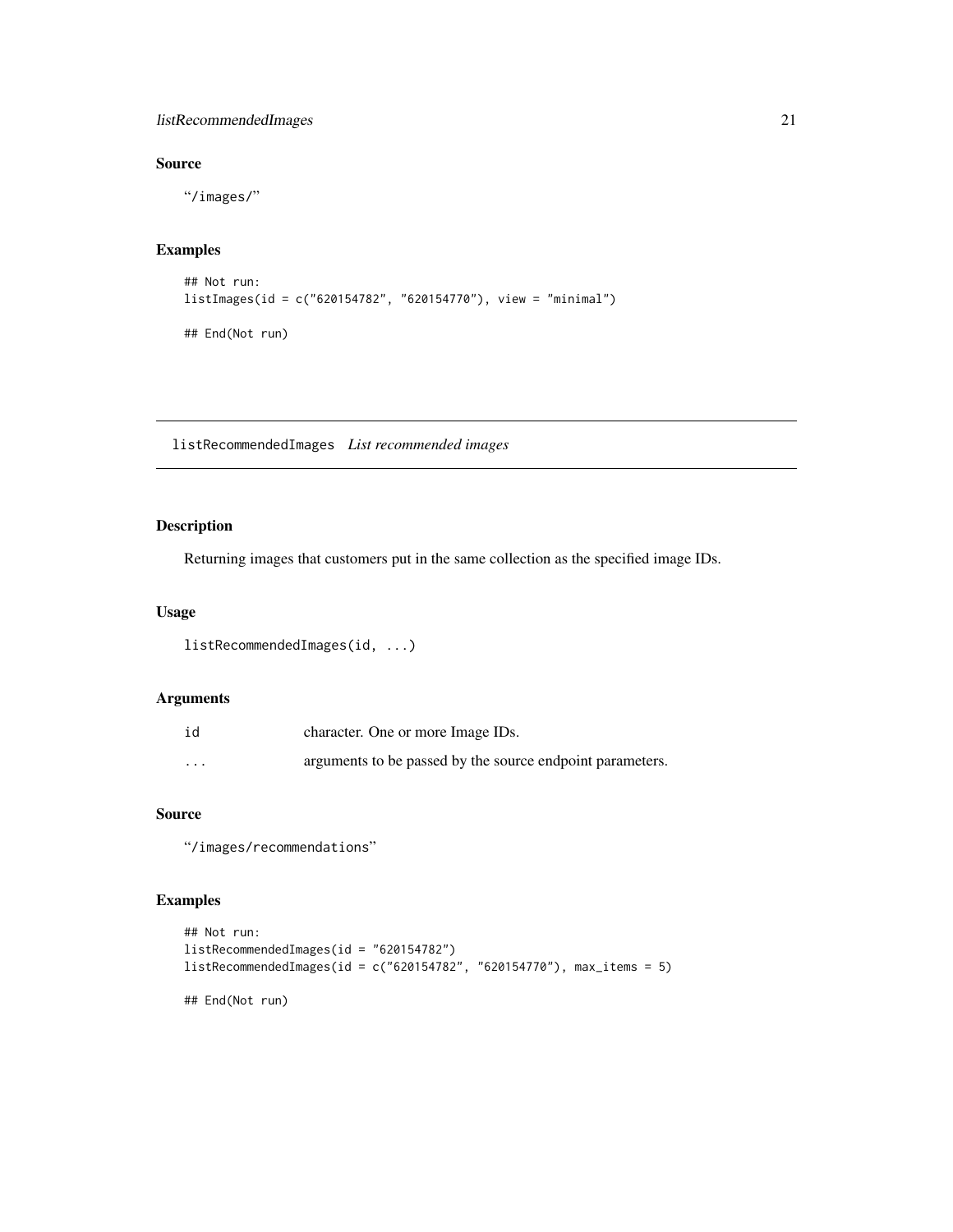### Source

"/images/"

### Examples

```
## Not run:
listImages(id = c("620154782", "620154770"), view = "minimal")

## End(Not run)
```

## listRecommendedImages *List recommended images*

### Description

Returning images that customers put in the same collection as the specified image IDs.

### Usage

```
listRecommendedImages(id, ...)
```

### Arguments

| | |
|---|---|
| id | character. One or more Image IDs. |
| ... | arguments to be passed by the source endpoint parameters. |

### Source

"/images/recommendations"

### Examples

```
## Not run:
listRecommendedImages(id = "620154782")
listRecommendedImages(id = c("620154782", "620154770"), max_items = 5)

## End(Not run)
```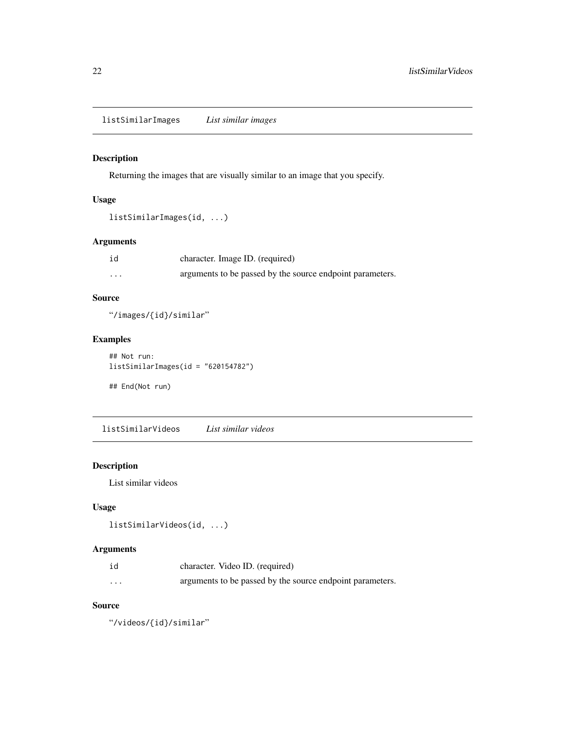## listSimilarImages *List similar images*

### Description

Returning the images that are visually similar to an image that you specify.

### Usage

```
listSimilarImages(id, ...)
```

### Arguments

| | |
|---|---|
| id | character. Image ID. (required) |
| ... | arguments to be passed by the source endpoint parameters. |

### Source

"/images/{id}/similar"

### Examples

```
## Not run:
listSimilarImages(id = "620154782")

## End(Not run)
```

## listSimilarVideos *List similar videos*

### Description

List similar videos

### Usage

```
listSimilarVideos(id, ...)
```

### Arguments

| | |
|---|---|
| id | character. Video ID. (required) |
| ... | arguments to be passed by the source endpoint parameters. |

### Source

"/videos/{id}/similar"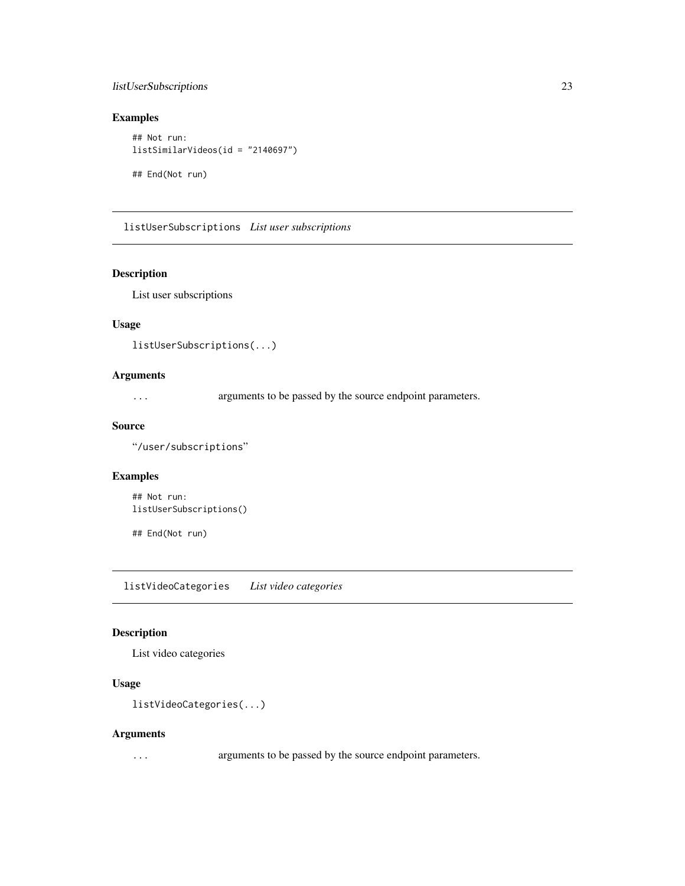### Examples

```
## Not run:
listSimilarVideos(id = "2140697")

## End(Not run)
```

---

## listUserSubscriptions *List user subscriptions*

---

### Description

List user subscriptions

### Usage

```
listUserSubscriptions(...)
```

### Arguments

`...` arguments to be passed by the source endpoint parameters.

### Source

"/user/subscriptions"

### Examples

```
## Not run:
listUserSubscriptions()

## End(Not run)
```

---

## listVideoCategories *List video categories*

---

### Description

List video categories

### Usage

```
listVideoCategories(...)
```

### Arguments

`...` arguments to be passed by the source endpoint parameters.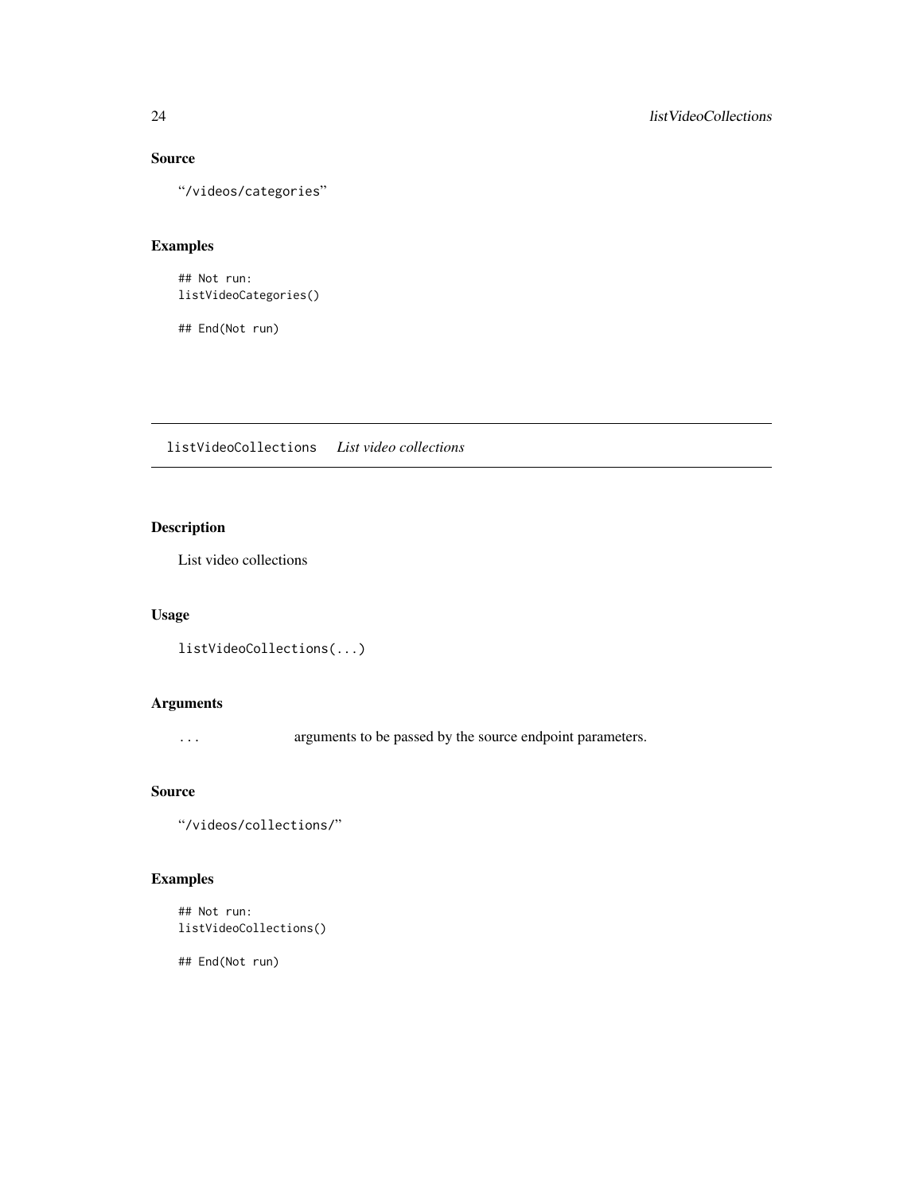### Source

"/videos/categories"

### Examples

```
## Not run:
listVideoCategories()

## End(Not run)
```

## listVideoCollections *List video collections*

### Description

List video collections

### Usage

```
listVideoCollections(...)
```

### Arguments

`...` arguments to be passed by the source endpoint parameters.

### Source

"/videos/collections/"

### Examples

```
## Not run:
listVideoCollections()

## End(Not run)
```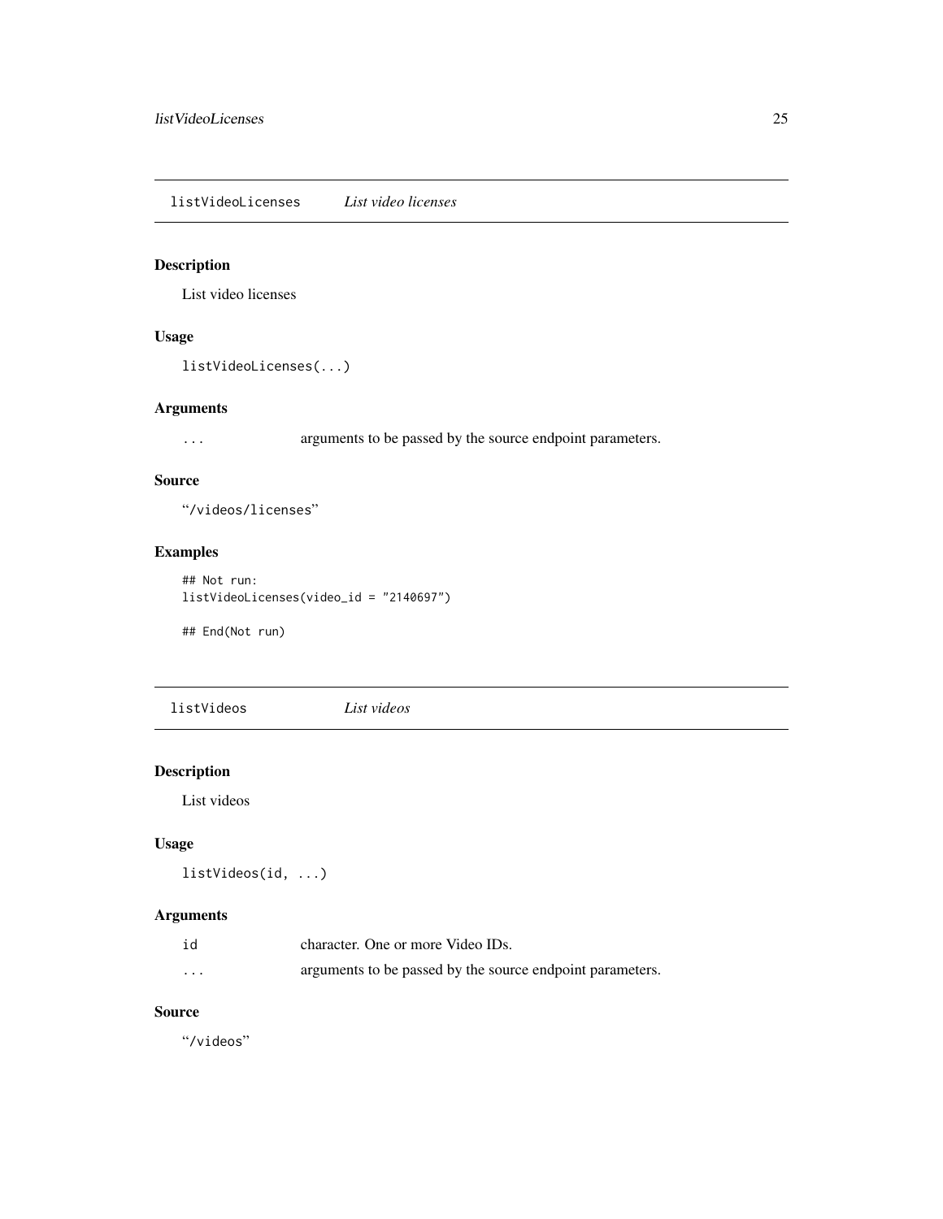## listVideoLicenses *List video licenses*

### Description

List video licenses

### Usage

```
listVideoLicenses(...)
```

### Arguments

| | |
|---|---|
| ... | arguments to be passed by the source endpoint parameters. |

### Source

"/videos/licenses"

### Examples

```
## Not run:
listVideoLicenses(video_id = "2140697")

## End(Not run)
```

## listVideos *List videos*

### Description

List videos

### Usage

```
listVideos(id, ...)
```

### Arguments

| | |
|---|---|
| id | character. One or more Video IDs. |
| ... | arguments to be passed by the source endpoint parameters. |

### Source

"/videos"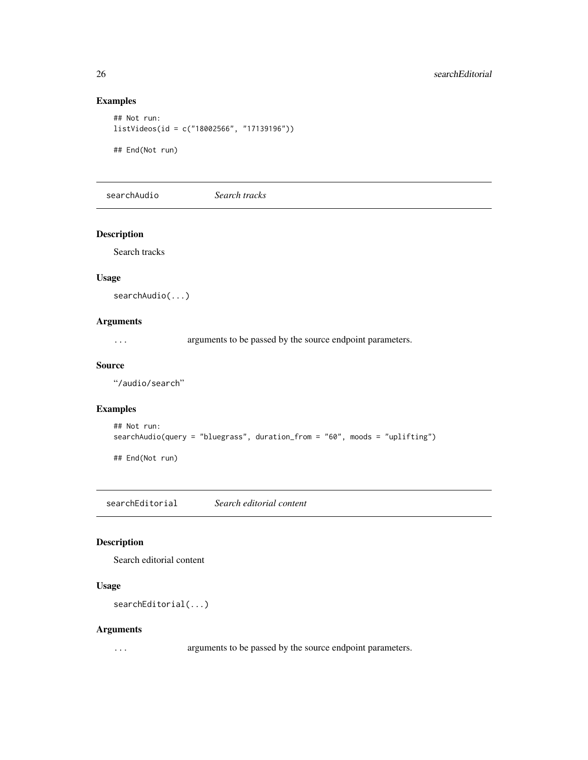## Examples

```
## Not run:
listVideos(id = c("18002566", "17139196"))

## End(Not run)
```

---

## searchAudio — *Search tracks*

### Description

Search tracks

### Usage

```
searchAudio(...)
```

### Arguments

`...` arguments to be passed by the source endpoint parameters.

### Source

"/audio/search"

### Examples

```
## Not run:
searchAudio(query = "bluegrass", duration_from = "60", moods = "uplifting")

## End(Not run)
```

---

## searchEditorial — *Search editorial content*

### Description

Search editorial content

### Usage

```
searchEditorial(...)
```

### Arguments

`...` arguments to be passed by the source endpoint parameters.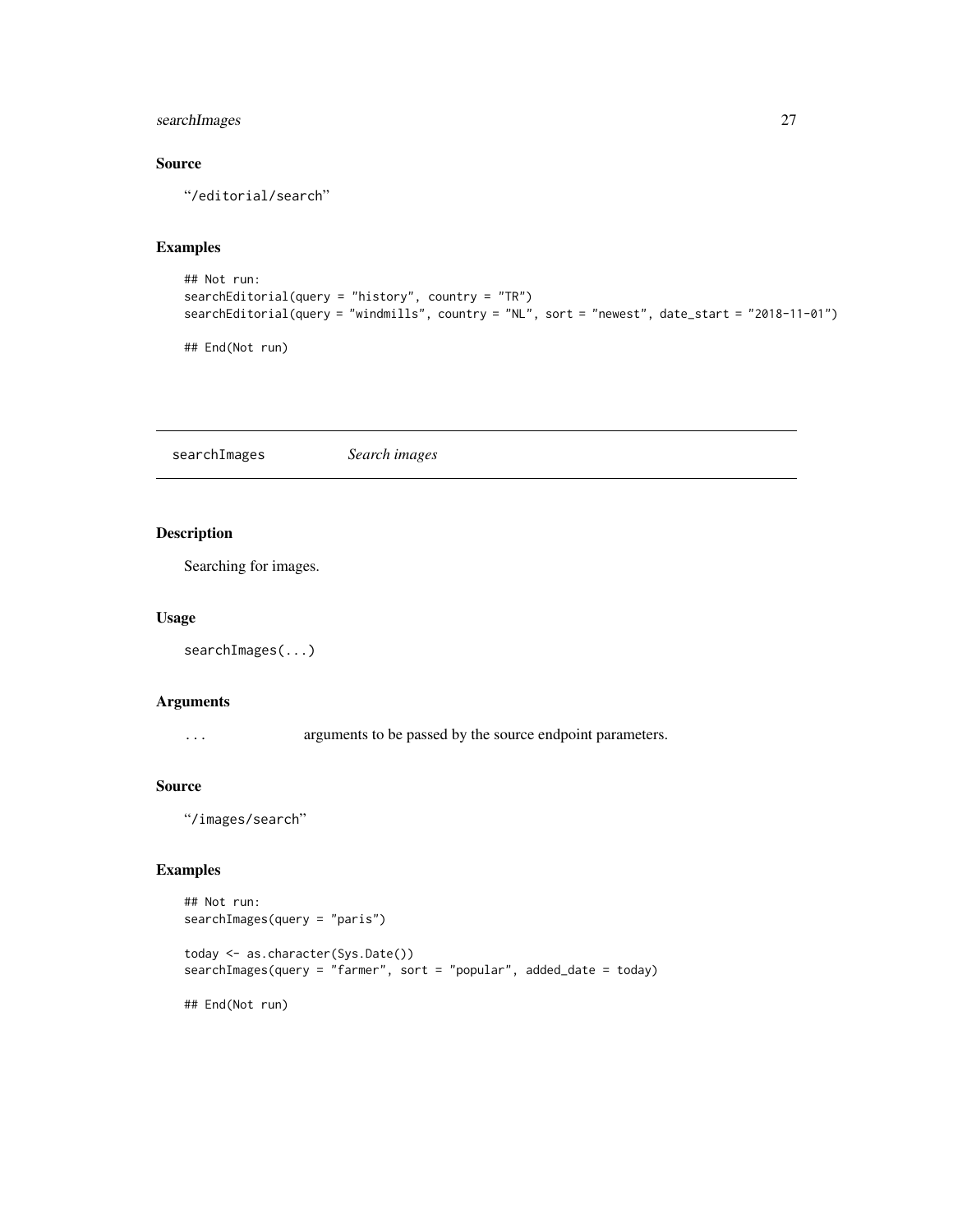### Source

"/editorial/search"

### Examples

```
## Not run:
searchEditorial(query = "history", country = "TR")
searchEditorial(query = "windmills", country = "NL", sort = "newest", date_start = "2018-11-01")

## End(Not run)
```

---

## searchImages    *Search images*

---

### Description

Searching for images.

### Usage

```
searchImages(...)
```

### Arguments

`...`    arguments to be passed by the source endpoint parameters.

### Source

"/images/search"

### Examples

```
## Not run:
searchImages(query = "paris")

today <- as.character(Sys.Date())
searchImages(query = "farmer", sort = "popular", added_date = today)

## End(Not run)
```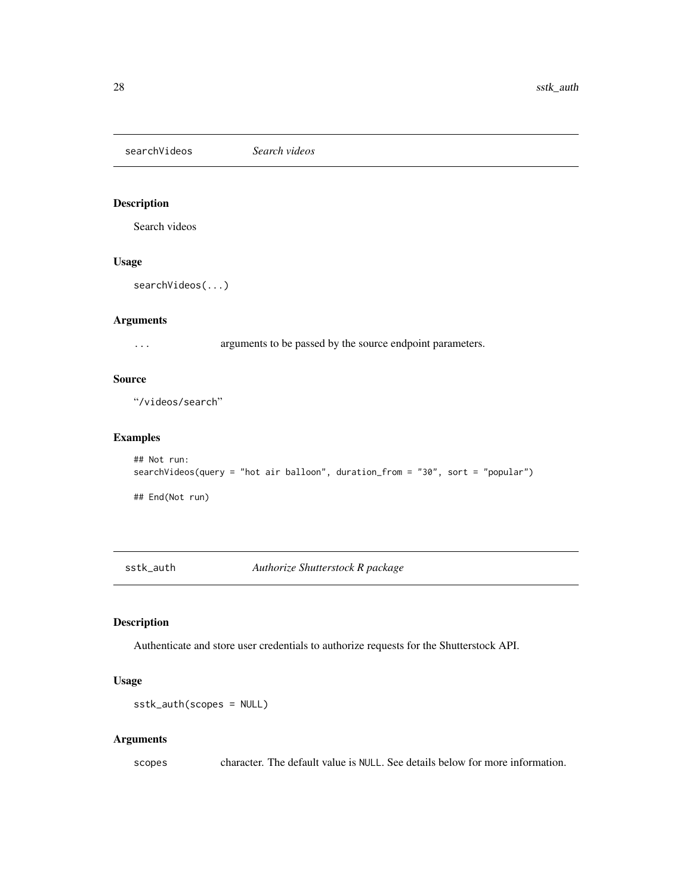## searchVideos — *Search videos*

### Description

Search videos

### Usage

```
searchVideos(...)
```

### Arguments

| | |
|---|---|
| `...` | arguments to be passed by the source endpoint parameters. |

### Source

"/videos/search"

### Examples

```
## Not run:
searchVideos(query = "hot air balloon", duration_from = "30", sort = "popular")

## End(Not run)
```

## sstk_auth — *Authorize Shutterstock R package*

### Description

Authenticate and store user credentials to authorize requests for the Shutterstock API.

### Usage

```
sstk_auth(scopes = NULL)
```

### Arguments

| | |
|---|---|
| `scopes` | character. The default value is `NULL`. See details below for more information. |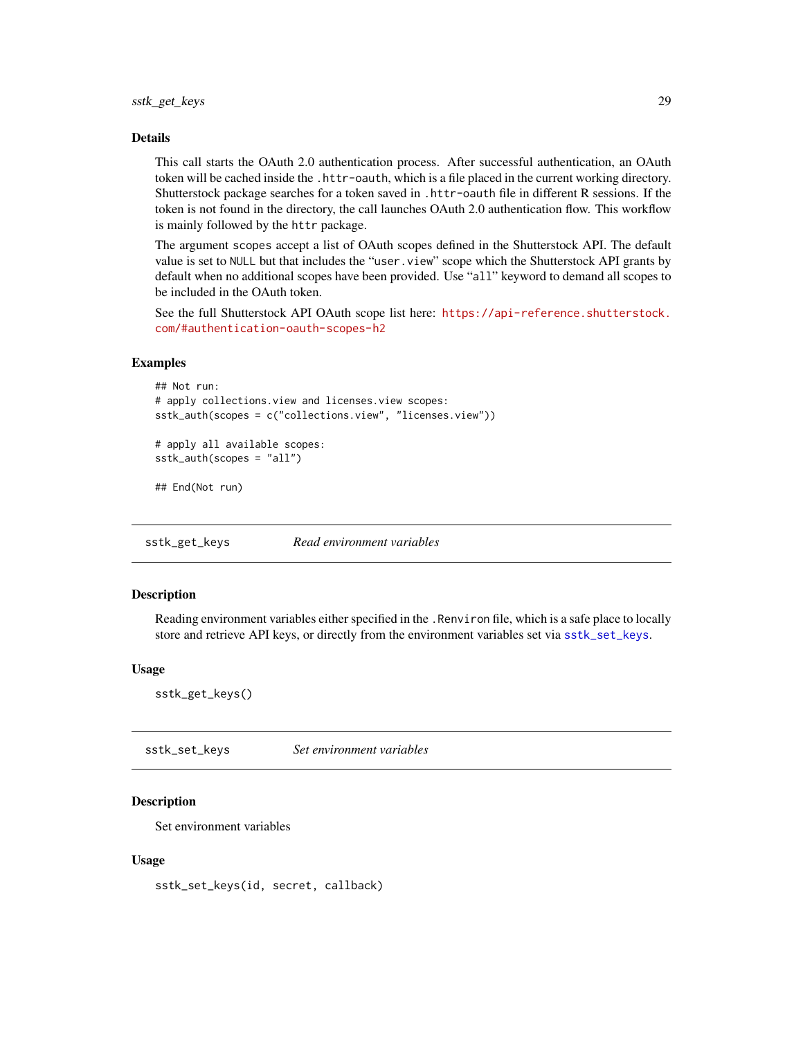### Details

This call starts the OAuth 2.0 authentication process. After successful authentication, an OAuth token will be cached inside the `.httr-oauth`, which is a file placed in the current working directory. Shutterstock package searches for a token saved in `.httr-oauth` file in different R sessions. If the token is not found in the directory, the call launches OAuth 2.0 authentication flow. This workflow is mainly followed by the `httr` package.

The argument `scopes` accept a list of OAuth scopes defined in the Shutterstock API. The default value is set to `NULL` but that includes the "`user.view`" scope which the Shutterstock API grants by default when no additional scopes have been provided. Use "`all`" keyword to demand all scopes to be included in the OAuth token.

See the full Shutterstock API OAuth scope list here: https://api-reference.shutterstock.com/#authentication-oauth-scopes-h2

### Examples

```
## Not run:
# apply collections.view and licenses.view scopes:
sstk_auth(scopes = c("collections.view", "licenses.view"))

# apply all available scopes:
sstk_auth(scopes = "all")

## End(Not run)
```

---

## sstk_get_keys — *Read environment variables*

### Description

Reading environment variables either specified in the `.Renviron` file, which is a safe place to locally store and retrieve API keys, or directly from the environment variables set via `sstk_set_keys`.

### Usage

```
sstk_get_keys()
```

---

## sstk_set_keys — *Set environment variables*

### Description

Set environment variables

### Usage

```
sstk_set_keys(id, secret, callback)
```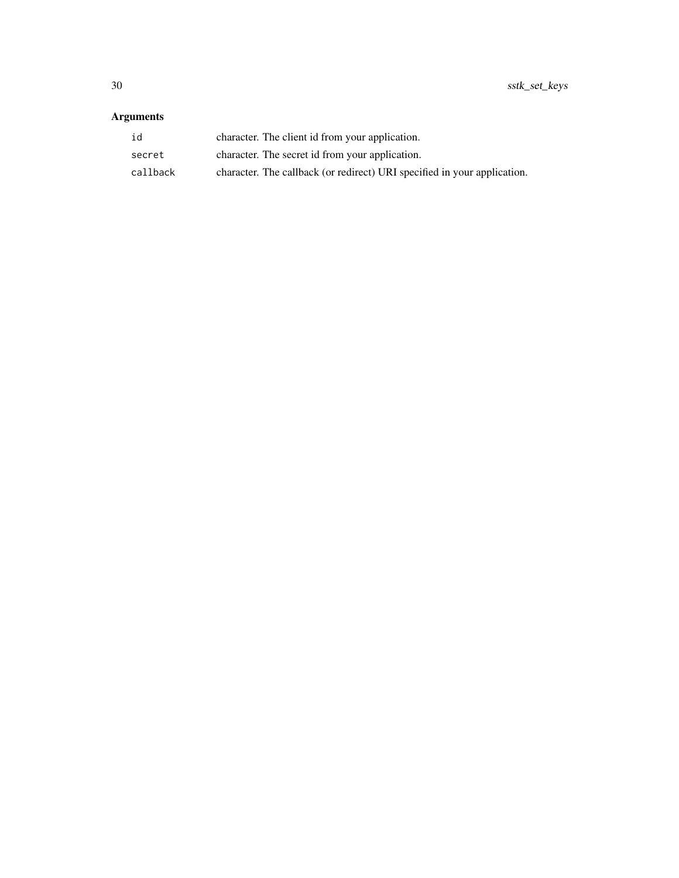### Arguments

| | |
|---|---|
| `id` | character. The client id from your application. |
| `secret` | character. The secret id from your application. |
| `callback` | character. The callback (or redirect) URI specified in your application. |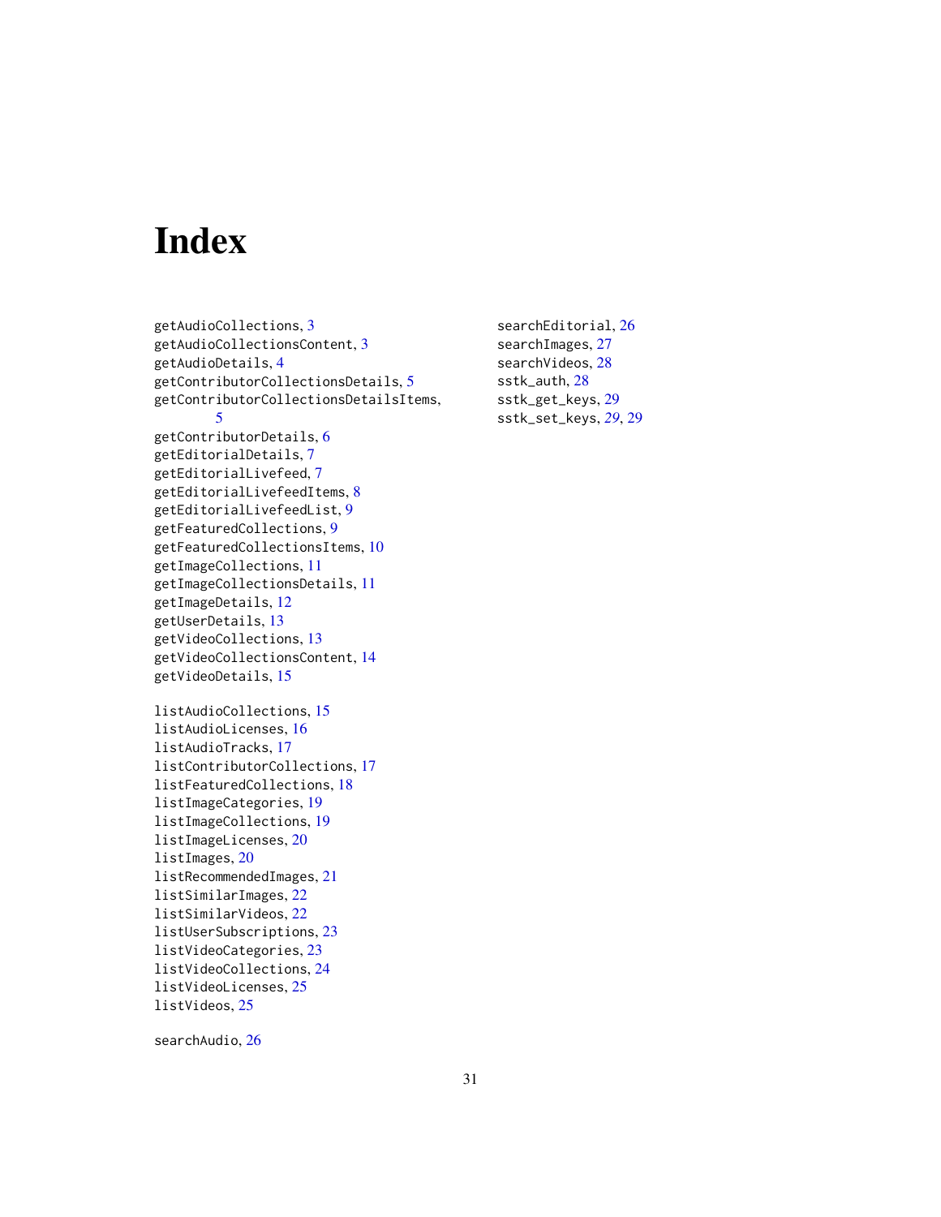# Index

getAudioCollections, 3
getAudioCollectionsContent, 3
getAudioDetails, 4
getContributorCollectionsDetails, 5
getContributorCollectionsDetailsItems, 5
getContributorDetails, 6
getEditorialDetails, 7
getEditorialLivefeed, 7
getEditorialLivefeedItems, 8
getEditorialLivefeedList, 9
getFeaturedCollections, 9
getFeaturedCollectionsItems, 10
getImageCollections, 11
getImageCollectionsDetails, 11
getImageDetails, 12
getUserDetails, 13
getVideoCollections, 13
getVideoCollectionsContent, 14
getVideoDetails, 15

listAudioCollections, 15
listAudioLicenses, 16
listAudioTracks, 17
listContributorCollections, 17
listFeaturedCollections, 18
listImageCategories, 19
listImageCollections, 19
listImageLicenses, 20
listImages, 20
listRecommendedImages, 21
listSimilarImages, 22
listSimilarVideos, 22
listUserSubscriptions, 23
listVideoCategories, 23
listVideoCollections, 24
listVideoLicenses, 25
listVideos, 25

searchAudio, 26
searchEditorial, 26
searchImages, 27
searchVideos, 28
sstk_auth, 28
sstk_get_keys, 29
sstk_set_keys, *29*, 29